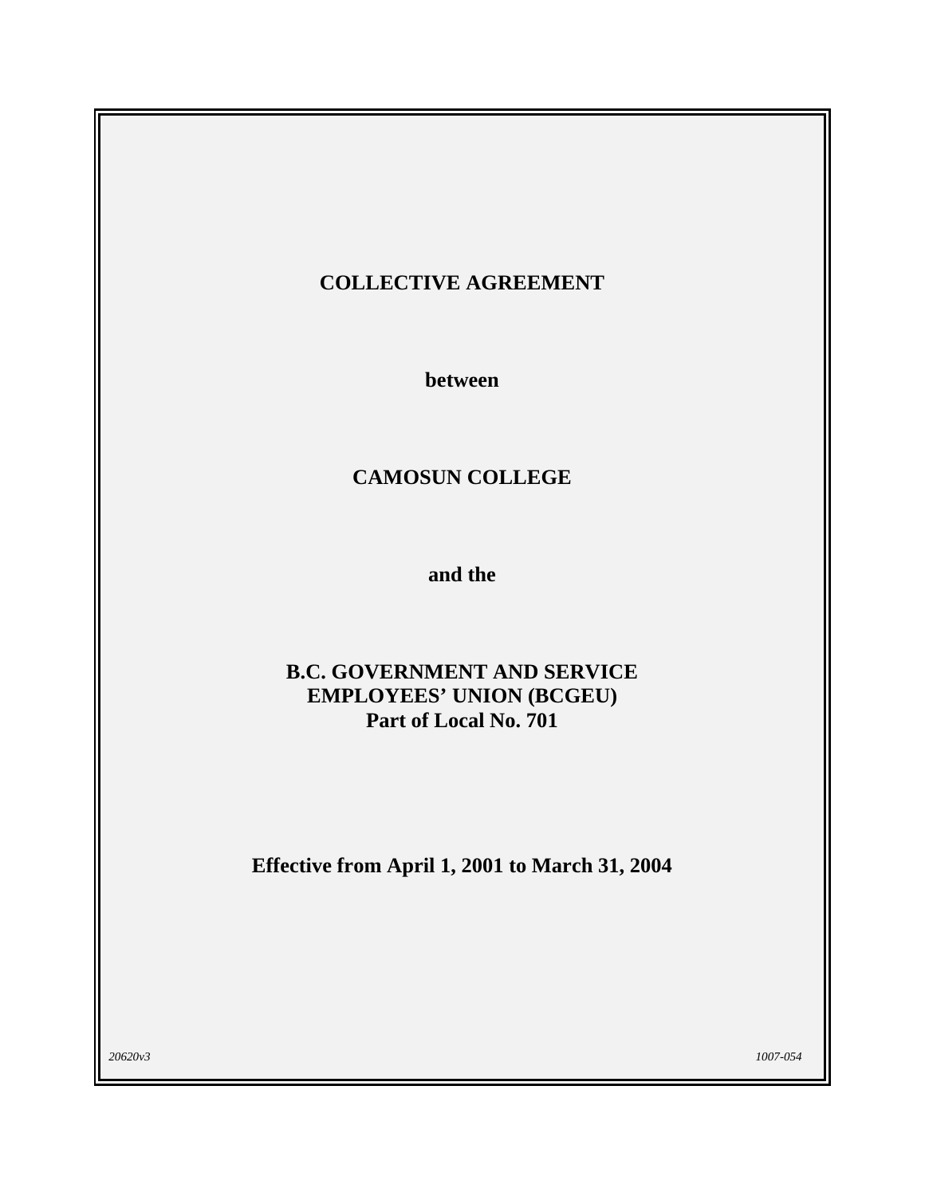# COLLECTIVE AGREEMENT

**between**

**CAMOSUN COLLEGE**

**and the**

**B.C. GOVERNMENT AND SERVICE EMPLOYEES' UNION (BCGEU)**
**Part of Local No. 701**

**Effective from April 1, 2001 to March 31, 2004**

*20620v3* *1007-054*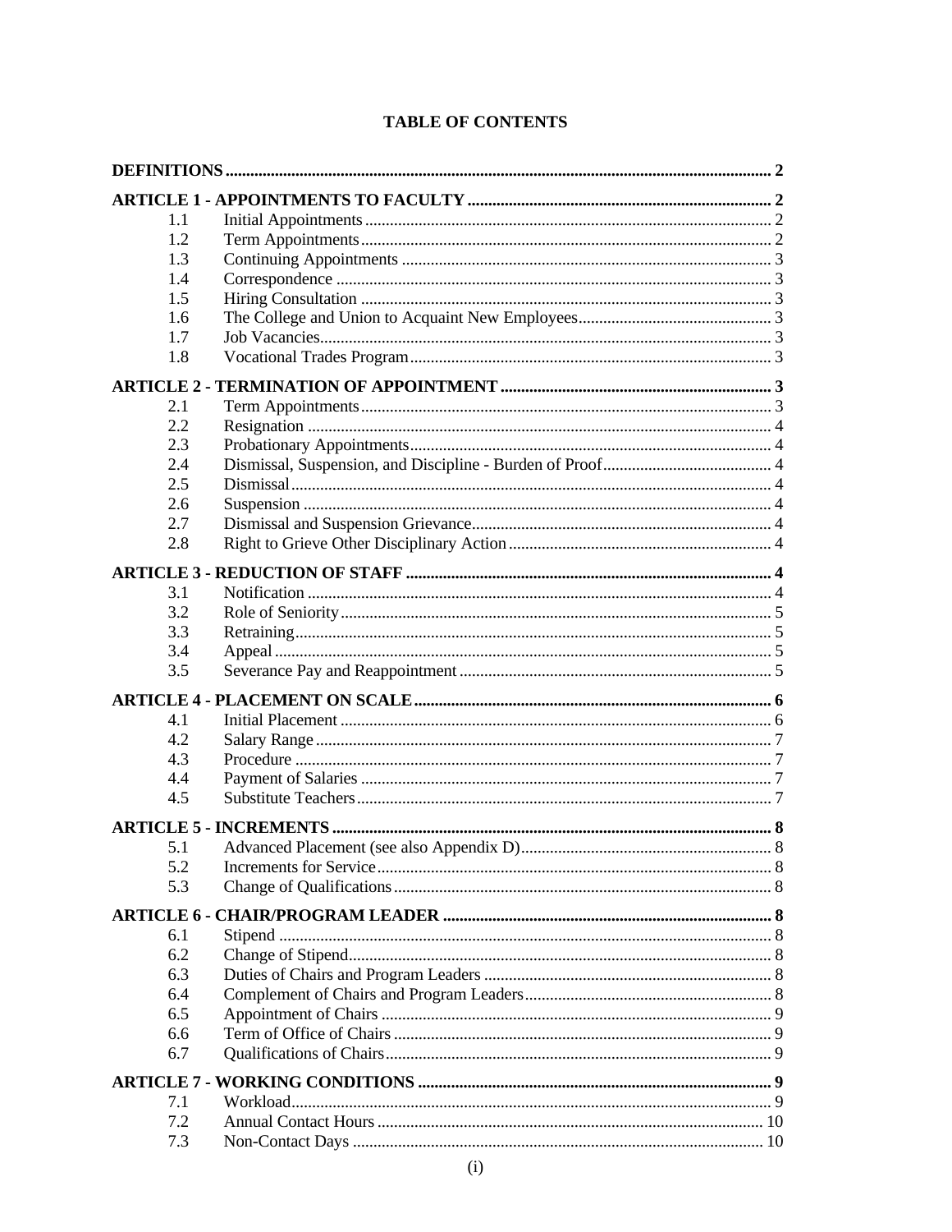## TABLE OF CONTENTS

| | | |
|---|---|---|
| **DEFINITIONS** | | **2** |
| **ARTICLE 1 - APPOINTMENTS TO FACULTY** | | **2** |
| 1.1 | Initial Appointments | 2 |
| 1.2 | Term Appointments | 2 |
| 1.3 | Continuing Appointments | 3 |
| 1.4 | Correspondence | 3 |
| 1.5 | Hiring Consultation | 3 |
| 1.6 | The College and Union to Acquaint New Employees | 3 |
| 1.7 | Job Vacancies | 3 |
| 1.8 | Vocational Trades Program | 3 |
| **ARTICLE 2 - TERMINATION OF APPOINTMENT** | | **3** |
| 2.1 | Term Appointments | 3 |
| 2.2 | Resignation | 4 |
| 2.3 | Probationary Appointments | 4 |
| 2.4 | Dismissal, Suspension, and Discipline - Burden of Proof | 4 |
| 2.5 | Dismissal | 4 |
| 2.6 | Suspension | 4 |
| 2.7 | Dismissal and Suspension Grievance | 4 |
| 2.8 | Right to Grieve Other Disciplinary Action | 4 |
| **ARTICLE 3 - REDUCTION OF STAFF** | | **4** |
| 3.1 | Notification | 4 |
| 3.2 | Role of Seniority | 5 |
| 3.3 | Retraining | 5 |
| 3.4 | Appeal | 5 |
| 3.5 | Severance Pay and Reappointment | 5 |
| **ARTICLE 4 - PLACEMENT ON SCALE** | | **6** |
| 4.1 | Initial Placement | 6 |
| 4.2 | Salary Range | 7 |
| 4.3 | Procedure | 7 |
| 4.4 | Payment of Salaries | 7 |
| 4.5 | Substitute Teachers | 7 |
| **ARTICLE 5 - INCREMENTS** | | **8** |
| 5.1 | Advanced Placement (see also Appendix D) | 8 |
| 5.2 | Increments for Service | 8 |
| 5.3 | Change of Qualifications | 8 |
| **ARTICLE 6 - CHAIR/PROGRAM LEADER** | | **8** |
| 6.1 | Stipend | 8 |
| 6.2 | Change of Stipend | 8 |
| 6.3 | Duties of Chairs and Program Leaders | 8 |
| 6.4 | Complement of Chairs and Program Leaders | 8 |
| 6.5 | Appointment of Chairs | 9 |
| 6.6 | Term of Office of Chairs | 9 |
| 6.7 | Qualifications of Chairs | 9 |
| **ARTICLE 7 - WORKING CONDITIONS** | | **9** |
| 7.1 | Workload | 9 |
| 7.2 | Annual Contact Hours | 10 |
| 7.3 | Non-Contact Days | 10 |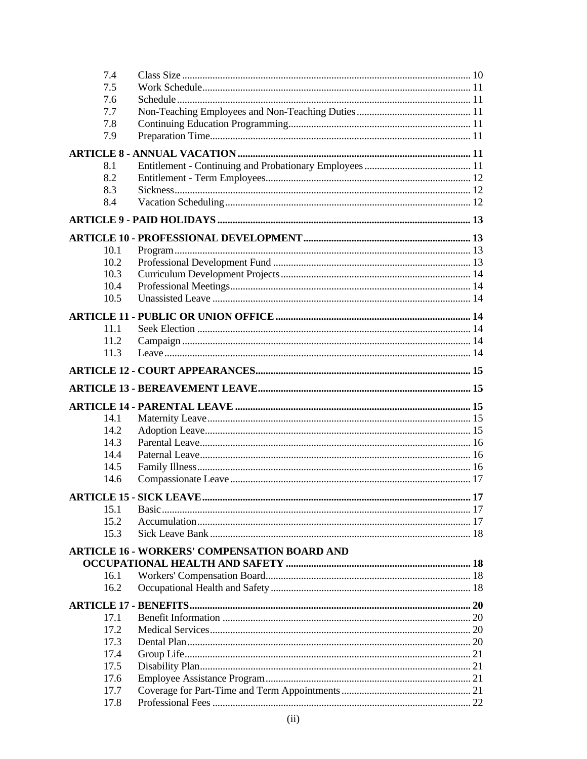| | | |
|---|---|---|
| 7.4 | Class Size | 10 |
| 7.5 | Work Schedule | 11 |
| 7.6 | Schedule | 11 |
| 7.7 | Non-Teaching Employees and Non-Teaching Duties | 11 |
| 7.8 | Continuing Education Programming | 11 |
| 7.9 | Preparation Time | 11 |
| **ARTICLE 8 - ANNUAL VACATION** | | **11** |
| 8.1 | Entitlement - Continuing and Probationary Employees | 11 |
| 8.2 | Entitlement - Term Employees | 12 |
| 8.3 | Sickness | 12 |
| 8.4 | Vacation Scheduling | 12 |
| **ARTICLE 9 - PAID HOLIDAYS** | | **13** |
| **ARTICLE 10 - PROFESSIONAL DEVELOPMENT** | | **13** |
| 10.1 | Program | 13 |
| 10.2 | Professional Development Fund | 13 |
| 10.3 | Curriculum Development Projects | 14 |
| 10.4 | Professional Meetings | 14 |
| 10.5 | Unassisted Leave | 14 |
| **ARTICLE 11 - PUBLIC OR UNION OFFICE** | | **14** |
| 11.1 | Seek Election | 14 |
| 11.2 | Campaign | 14 |
| 11.3 | Leave | 14 |
| **ARTICLE 12 - COURT APPEARANCES** | | **15** |
| **ARTICLE 13 - BEREAVEMENT LEAVE** | | **15** |
| **ARTICLE 14 - PARENTAL LEAVE** | | **15** |
| 14.1 | Maternity Leave | 15 |
| 14.2 | Adoption Leave | 15 |
| 14.3 | Parental Leave | 16 |
| 14.4 | Paternal Leave | 16 |
| 14.5 | Family Illness | 16 |
| 14.6 | Compassionate Leave | 17 |
| **ARTICLE 15 - SICK LEAVE** | | **17** |
| 15.1 | Basic | 17 |
| 15.2 | Accumulation | 17 |
| 15.3 | Sick Leave Bank | 18 |
| **ARTICLE 16 - WORKERS' COMPENSATION BOARD AND OCCUPATIONAL HEALTH AND SAFETY** | | **18** |
| 16.1 | Workers' Compensation Board | 18 |
| 16.2 | Occupational Health and Safety | 18 |
| **ARTICLE 17 - BENEFITS** | | **20** |
| 17.1 | Benefit Information | 20 |
| 17.2 | Medical Services | 20 |
| 17.3 | Dental Plan | 20 |
| 17.4 | Group Life | 21 |
| 17.5 | Disability Plan | 21 |
| 17.6 | Employee Assistance Program | 21 |
| 17.7 | Coverage for Part-Time and Term Appointments | 21 |
| 17.8 | Professional Fees | 22 |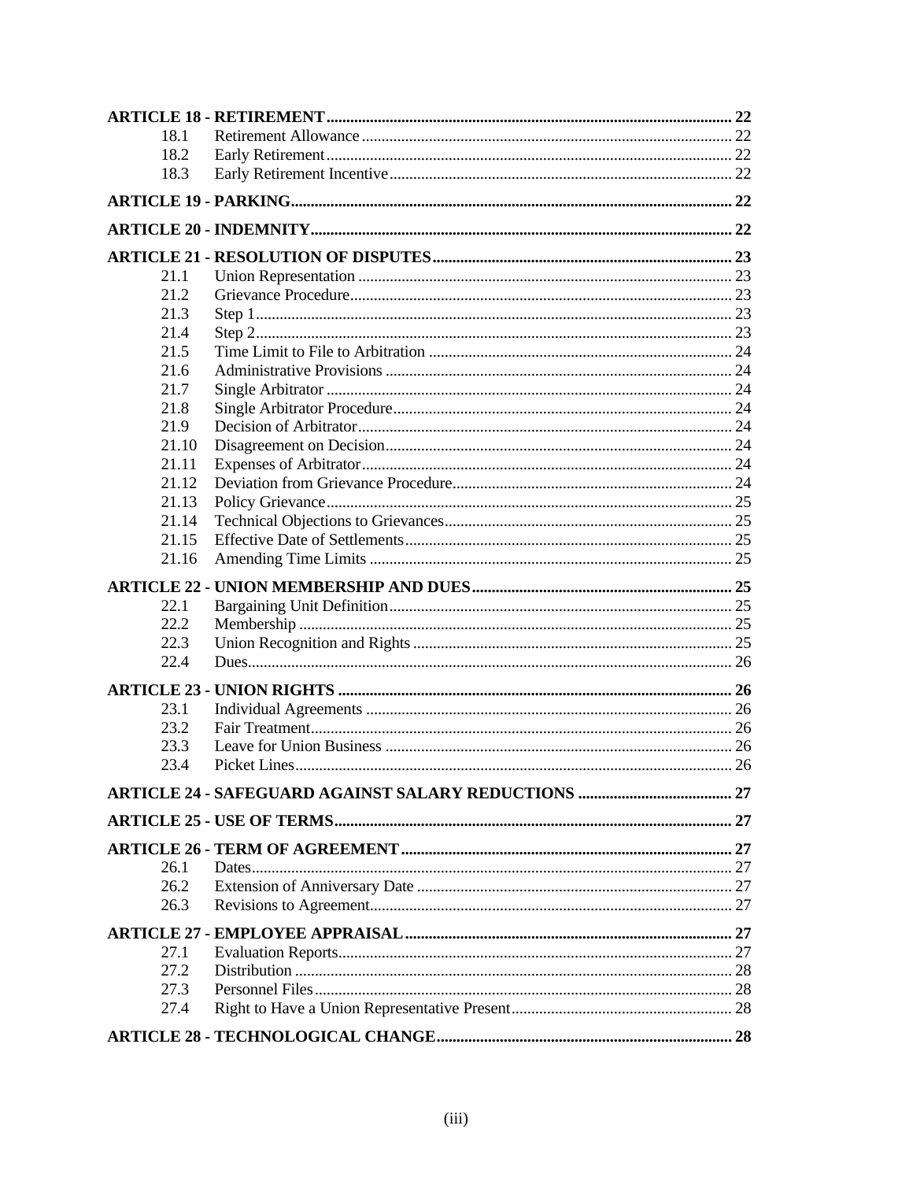**ARTICLE 18 - RETIREMENT** ........ 22

- 18.1 Retirement Allowance ........ 22
- 18.2 Early Retirement ........ 22
- 18.3 Early Retirement Incentive ........ 22

**ARTICLE 19 - PARKING** ........ 22

**ARTICLE 20 - INDEMNITY** ........ 22

**ARTICLE 21 - RESOLUTION OF DISPUTES** ........ 23

- 21.1 Union Representation ........ 23
- 21.2 Grievance Procedure ........ 23
- 21.3 Step 1 ........ 23
- 21.4 Step 2 ........ 23
- 21.5 Time Limit to File to Arbitration ........ 24
- 21.6 Administrative Provisions ........ 24
- 21.7 Single Arbitrator ........ 24
- 21.8 Single Arbitrator Procedure ........ 24
- 21.9 Decision of Arbitrator ........ 24
- 21.10 Disagreement on Decision ........ 24
- 21.11 Expenses of Arbitrator ........ 24
- 21.12 Deviation from Grievance Procedure ........ 24
- 21.13 Policy Grievance ........ 25
- 21.14 Technical Objections to Grievances ........ 25
- 21.15 Effective Date of Settlements ........ 25
- 21.16 Amending Time Limits ........ 25

**ARTICLE 22 - UNION MEMBERSHIP AND DUES** ........ 25

- 22.1 Bargaining Unit Definition ........ 25
- 22.2 Membership ........ 25
- 22.3 Union Recognition and Rights ........ 25
- 22.4 Dues ........ 26

**ARTICLE 23 - UNION RIGHTS** ........ 26

- 23.1 Individual Agreements ........ 26
- 23.2 Fair Treatment ........ 26
- 23.3 Leave for Union Business ........ 26
- 23.4 Picket Lines ........ 26

**ARTICLE 24 - SAFEGUARD AGAINST SALARY REDUCTIONS** ........ 27

**ARTICLE 25 - USE OF TERMS** ........ 27

**ARTICLE 26 - TERM OF AGREEMENT** ........ 27

- 26.1 Dates ........ 27
- 26.2 Extension of Anniversary Date ........ 27
- 26.3 Revisions to Agreement ........ 27

**ARTICLE 27 - EMPLOYEE APPRAISAL** ........ 27

- 27.1 Evaluation Reports ........ 27
- 27.2 Distribution ........ 28
- 27.3 Personnel Files ........ 28
- 27.4 Right to Have a Union Representative Present ........ 28

**ARTICLE 28 - TECHNOLOGICAL CHANGE** ........ 28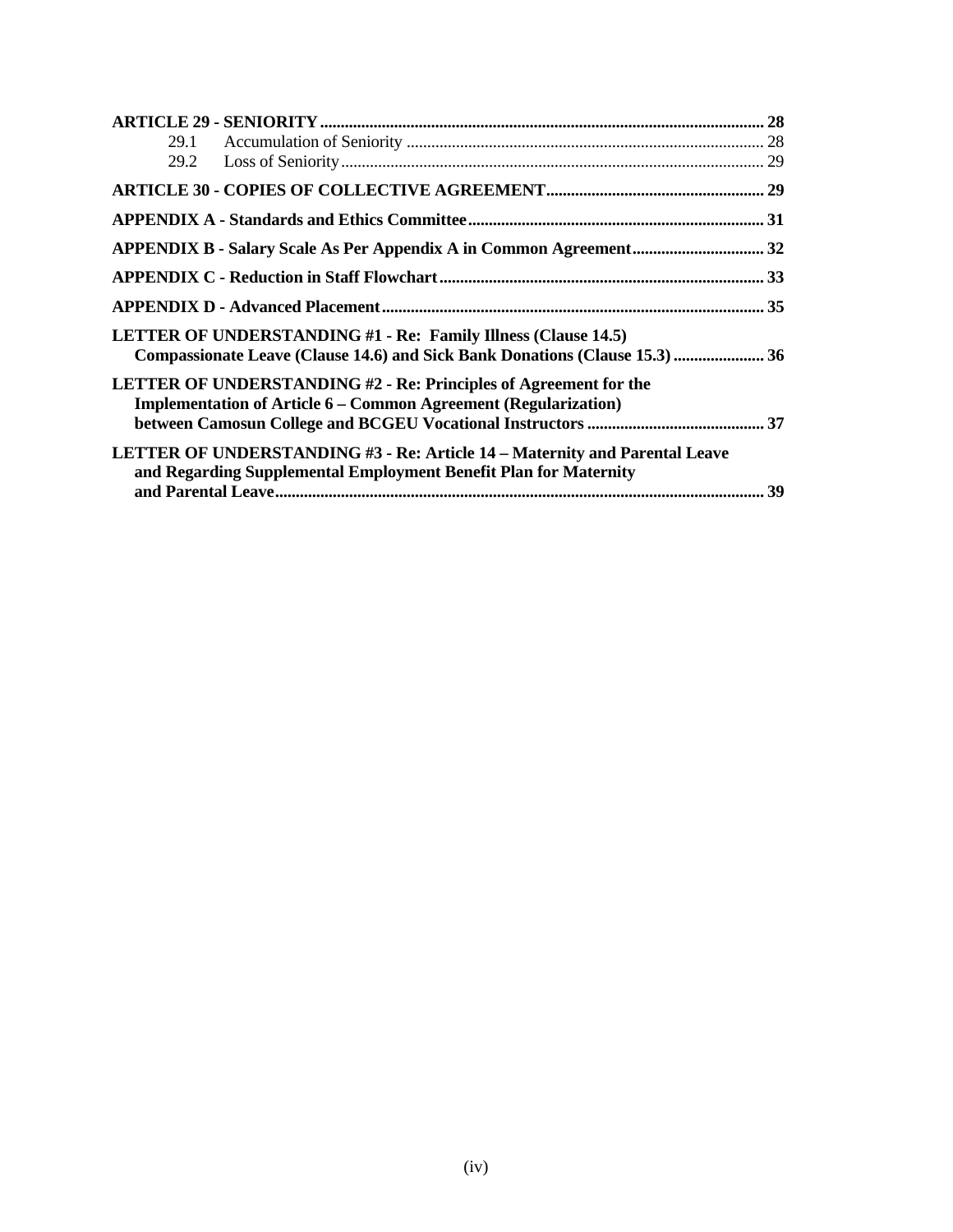**ARTICLE 29 - SENIORITY** ........................................................................................................ **28**

29.1 Accumulation of Seniority ........................................................................................ 28

29.2 Loss of Seniority ....................................................................................................... 29

**ARTICLE 30 - COPIES OF COLLECTIVE AGREEMENT** ................................................... **29**

**APPENDIX A - Standards and Ethics Committee** ........................................................................ **31**

**APPENDIX B - Salary Scale As Per Appendix A in Common Agreement** ................................ **32**

**APPENDIX C - Reduction in Staff Flowchart** ............................................................................. **33**

**APPENDIX D - Advanced Placement** .......................................................................................... **35**

**LETTER OF UNDERSTANDING #1 - Re: Family Illness (Clause 14.5) Compassionate Leave (Clause 14.6) and Sick Bank Donations (Clause 15.3)** ...................... **36**

**LETTER OF UNDERSTANDING #2 - Re: Principles of Agreement for the Implementation of Article 6 – Common Agreement (Regularization) between Camosun College and BCGEU Vocational Instructors** ........................................... **37**

**LETTER OF UNDERSTANDING #3 - Re: Article 14 – Maternity and Parental Leave and Regarding Supplemental Employment Benefit Plan for Maternity and Parental Leave** ...................................................................................................................... **39**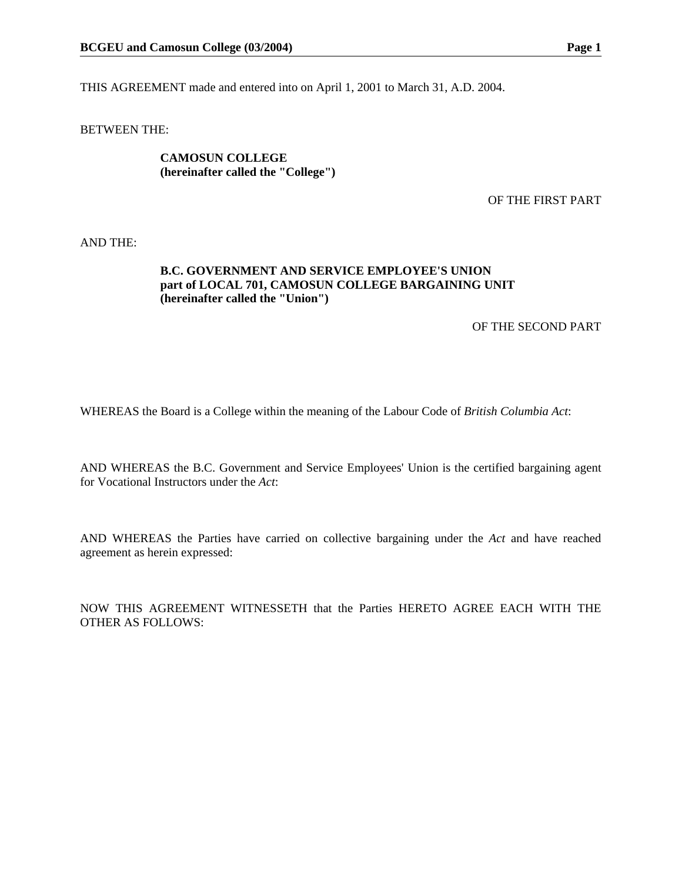THIS AGREEMENT made and entered into on April 1, 2001 to March 31, A.D. 2004.

BETWEEN THE:

**CAMOSUN COLLEGE**
**(hereinafter called the "College")**

OF THE FIRST PART

AND THE:

**B.C. GOVERNMENT AND SERVICE EMPLOYEE'S UNION**
**part of LOCAL 701, CAMOSUN COLLEGE BARGAINING UNIT**
**(hereinafter called the "Union")**

OF THE SECOND PART

WHEREAS the Board is a College within the meaning of the Labour Code of *British Columbia Act*:

AND WHEREAS the B.C. Government and Service Employees' Union is the certified bargaining agent for Vocational Instructors under the *Act*:

AND WHEREAS the Parties have carried on collective bargaining under the *Act* and have reached agreement as herein expressed:

NOW THIS AGREEMENT WITNESSETH that the Parties HERETO AGREE EACH WITH THE OTHER AS FOLLOWS: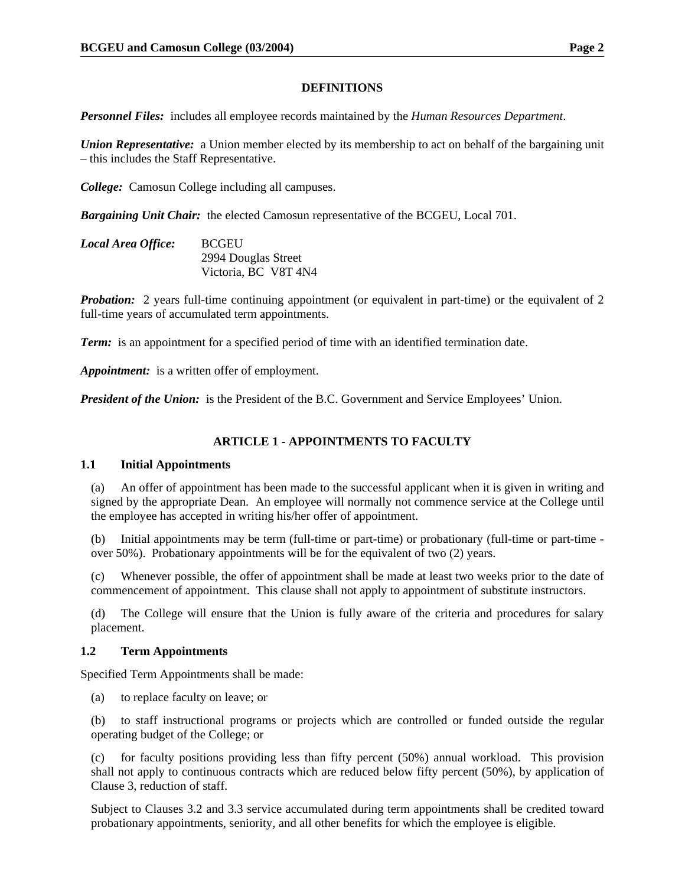## DEFINITIONS

***Personnel Files:*** includes all employee records maintained by the *Human Resources Department*.

***Union Representative:*** a Union member elected by its membership to act on behalf of the bargaining unit – this includes the Staff Representative.

***College:*** Camosun College including all campuses.

***Bargaining Unit Chair:*** the elected Camosun representative of the BCGEU, Local 701.

***Local Area Office:*** BCGEU
2994 Douglas Street
Victoria, BC V8T 4N4

***Probation:*** 2 years full-time continuing appointment (or equivalent in part-time) or the equivalent of 2 full-time years of accumulated term appointments.

***Term:*** is an appointment for a specified period of time with an identified termination date.

***Appointment:*** is a written offer of employment.

***President of the Union:*** is the President of the B.C. Government and Service Employees' Union.

## ARTICLE 1 - APPOINTMENTS TO FACULTY

### 1.1 Initial Appointments

(a) An offer of appointment has been made to the successful applicant when it is given in writing and signed by the appropriate Dean. An employee will normally not commence service at the College until the employee has accepted in writing his/her offer of appointment.

(b) Initial appointments may be term (full-time or part-time) or probationary (full-time or part-time - over 50%). Probationary appointments will be for the equivalent of two (2) years.

(c) Whenever possible, the offer of appointment shall be made at least two weeks prior to the date of commencement of appointment. This clause shall not apply to appointment of substitute instructors.

(d) The College will ensure that the Union is fully aware of the criteria and procedures for salary placement.

### 1.2 Term Appointments

Specified Term Appointments shall be made:

(a) to replace faculty on leave; or

(b) to staff instructional programs or projects which are controlled or funded outside the regular operating budget of the College; or

(c) for faculty positions providing less than fifty percent (50%) annual workload. This provision shall not apply to continuous contracts which are reduced below fifty percent (50%), by application of Clause 3, reduction of staff.

Subject to Clauses 3.2 and 3.3 service accumulated during term appointments shall be credited toward probationary appointments, seniority, and all other benefits for which the employee is eligible.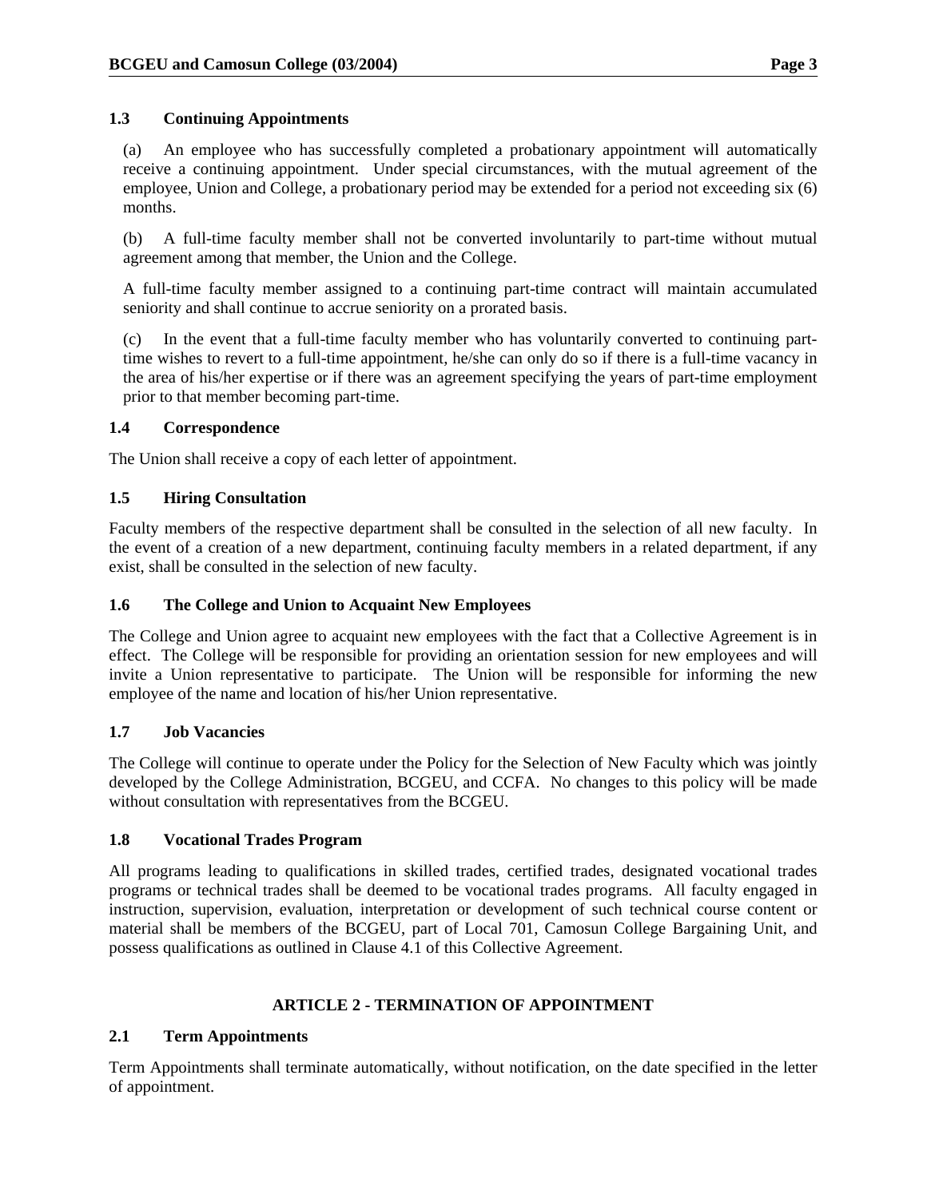### 1.3 Continuing Appointments

(a) An employee who has successfully completed a probationary appointment will automatically receive a continuing appointment. Under special circumstances, with the mutual agreement of the employee, Union and College, a probationary period may be extended for a period not exceeding six (6) months.

(b) A full-time faculty member shall not be converted involuntarily to part-time without mutual agreement among that member, the Union and the College.

A full-time faculty member assigned to a continuing part-time contract will maintain accumulated seniority and shall continue to accrue seniority on a prorated basis.

(c) In the event that a full-time faculty member who has voluntarily converted to continuing part-time wishes to revert to a full-time appointment, he/she can only do so if there is a full-time vacancy in the area of his/her expertise or if there was an agreement specifying the years of part-time employment prior to that member becoming part-time.

### 1.4 Correspondence

The Union shall receive a copy of each letter of appointment.

### 1.5 Hiring Consultation

Faculty members of the respective department shall be consulted in the selection of all new faculty. In the event of a creation of a new department, continuing faculty members in a related department, if any exist, shall be consulted in the selection of new faculty.

### 1.6 The College and Union to Acquaint New Employees

The College and Union agree to acquaint new employees with the fact that a Collective Agreement is in effect. The College will be responsible for providing an orientation session for new employees and will invite a Union representative to participate. The Union will be responsible for informing the new employee of the name and location of his/her Union representative.

### 1.7 Job Vacancies

The College will continue to operate under the Policy for the Selection of New Faculty which was jointly developed by the College Administration, BCGEU, and CCFA. No changes to this policy will be made without consultation with representatives from the BCGEU.

### 1.8 Vocational Trades Program

All programs leading to qualifications in skilled trades, certified trades, designated vocational trades programs or technical trades shall be deemed to be vocational trades programs. All faculty engaged in instruction, supervision, evaluation, interpretation or development of such technical course content or material shall be members of the BCGEU, part of Local 701, Camosun College Bargaining Unit, and possess qualifications as outlined in Clause 4.1 of this Collective Agreement.

## ARTICLE 2 - TERMINATION OF APPOINTMENT

### 2.1 Term Appointments

Term Appointments shall terminate automatically, without notification, on the date specified in the letter of appointment.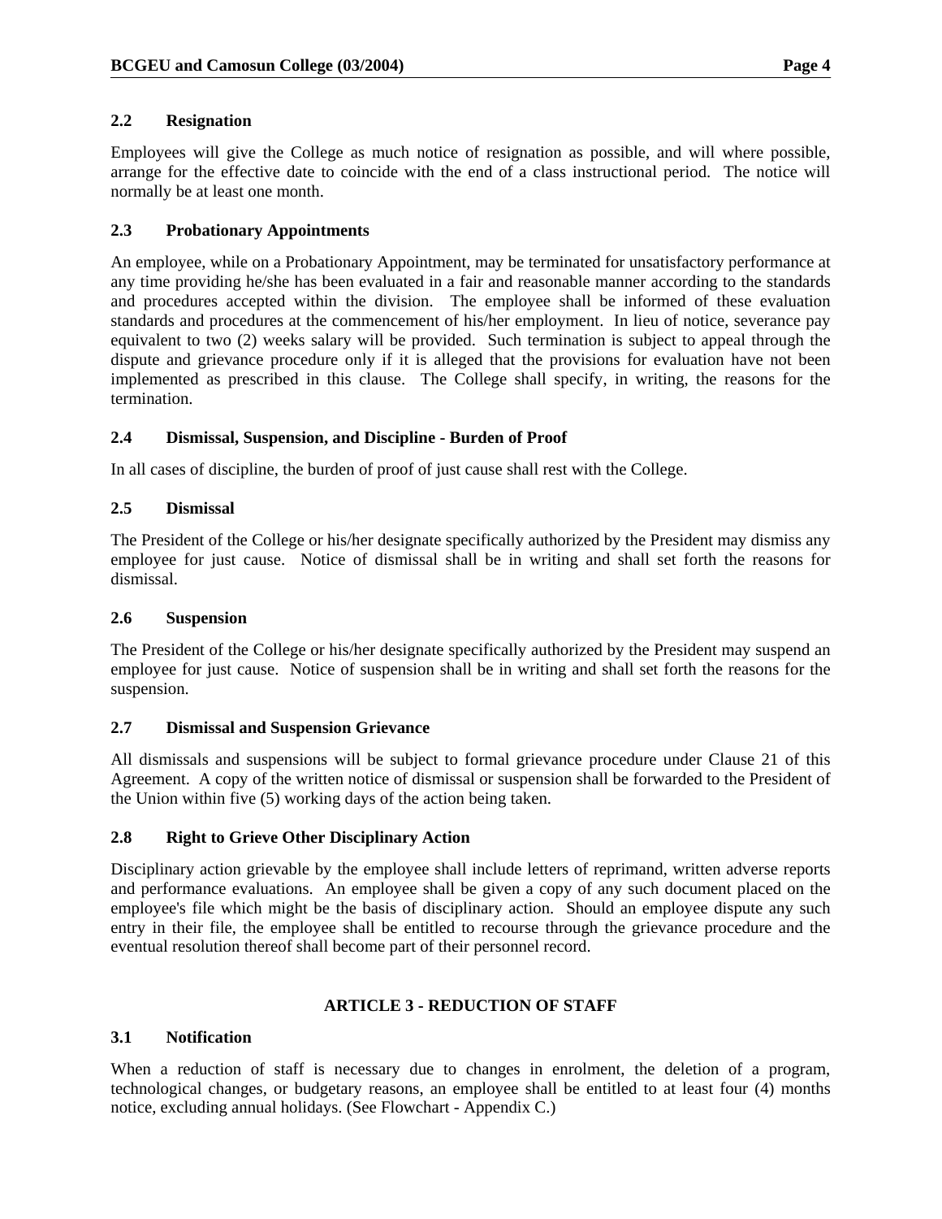### 2.2 Resignation

Employees will give the College as much notice of resignation as possible, and will where possible, arrange for the effective date to coincide with the end of a class instructional period. The notice will normally be at least one month.

### 2.3 Probationary Appointments

An employee, while on a Probationary Appointment, may be terminated for unsatisfactory performance at any time providing he/she has been evaluated in a fair and reasonable manner according to the standards and procedures accepted within the division. The employee shall be informed of these evaluation standards and procedures at the commencement of his/her employment. In lieu of notice, severance pay equivalent to two (2) weeks salary will be provided. Such termination is subject to appeal through the dispute and grievance procedure only if it is alleged that the provisions for evaluation have not been implemented as prescribed in this clause. The College shall specify, in writing, the reasons for the termination.

### 2.4 Dismissal, Suspension, and Discipline - Burden of Proof

In all cases of discipline, the burden of proof of just cause shall rest with the College.

### 2.5 Dismissal

The President of the College or his/her designate specifically authorized by the President may dismiss any employee for just cause. Notice of dismissal shall be in writing and shall set forth the reasons for dismissal.

### 2.6 Suspension

The President of the College or his/her designate specifically authorized by the President may suspend an employee for just cause. Notice of suspension shall be in writing and shall set forth the reasons for the suspension.

### 2.7 Dismissal and Suspension Grievance

All dismissals and suspensions will be subject to formal grievance procedure under Clause 21 of this Agreement. A copy of the written notice of dismissal or suspension shall be forwarded to the President of the Union within five (5) working days of the action being taken.

### 2.8 Right to Grieve Other Disciplinary Action

Disciplinary action grievable by the employee shall include letters of reprimand, written adverse reports and performance evaluations. An employee shall be given a copy of any such document placed on the employee's file which might be the basis of disciplinary action. Should an employee dispute any such entry in their file, the employee shall be entitled to recourse through the grievance procedure and the eventual resolution thereof shall become part of their personnel record.

## ARTICLE 3 - REDUCTION OF STAFF

### 3.1 Notification

When a reduction of staff is necessary due to changes in enrolment, the deletion of a program, technological changes, or budgetary reasons, an employee shall be entitled to at least four (4) months notice, excluding annual holidays. (See Flowchart - Appendix C.)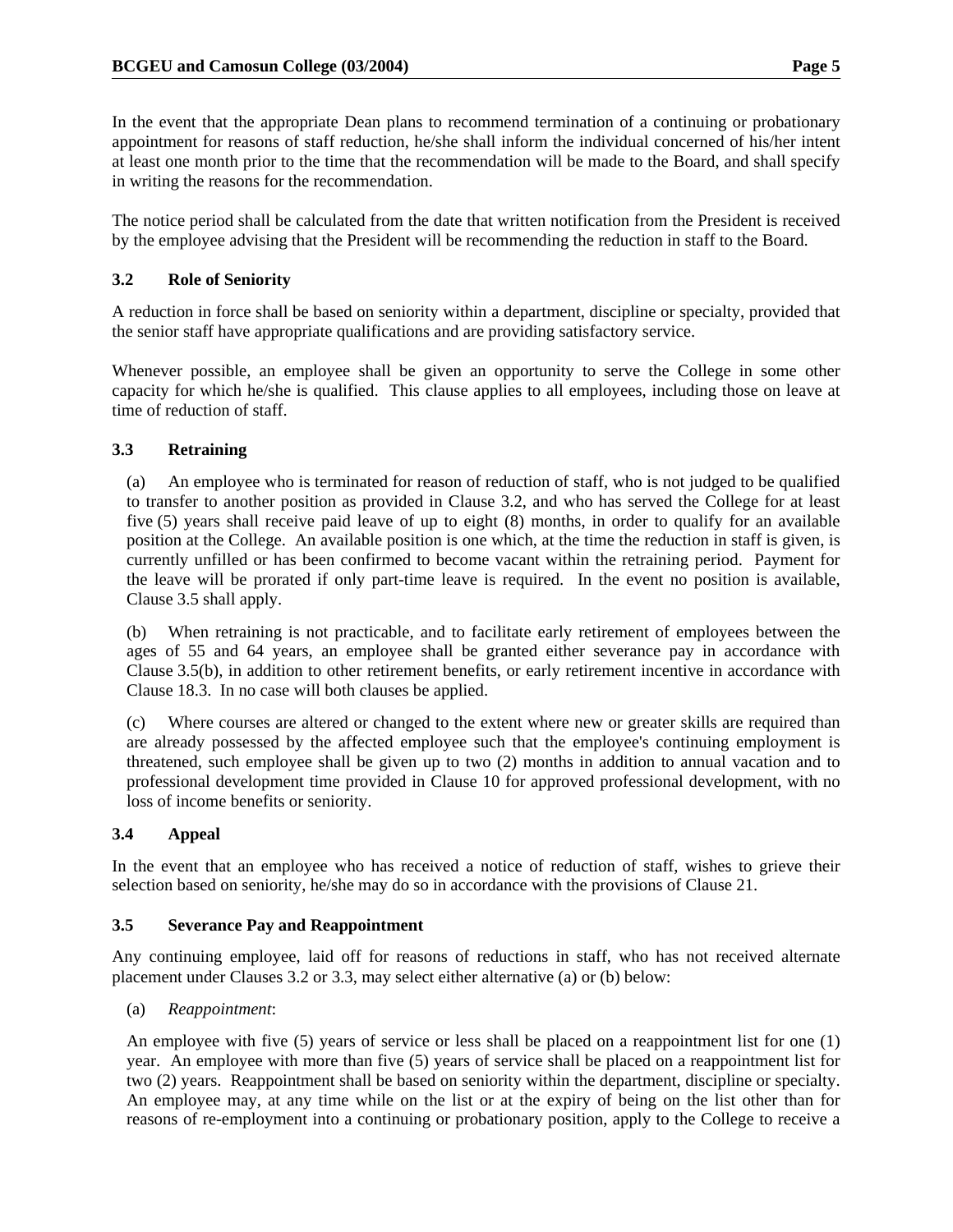In the event that the appropriate Dean plans to recommend termination of a continuing or probationary appointment for reasons of staff reduction, he/she shall inform the individual concerned of his/her intent at least one month prior to the time that the recommendation will be made to the Board, and shall specify in writing the reasons for the recommendation.

The notice period shall be calculated from the date that written notification from the President is received by the employee advising that the President will be recommending the reduction in staff to the Board.

### 3.2 Role of Seniority

A reduction in force shall be based on seniority within a department, discipline or specialty, provided that the senior staff have appropriate qualifications and are providing satisfactory service.

Whenever possible, an employee shall be given an opportunity to serve the College in some other capacity for which he/she is qualified. This clause applies to all employees, including those on leave at time of reduction of staff.

### 3.3 Retraining

(a) An employee who is terminated for reason of reduction of staff, who is not judged to be qualified to transfer to another position as provided in Clause 3.2, and who has served the College for at least five (5) years shall receive paid leave of up to eight (8) months, in order to qualify for an available position at the College. An available position is one which, at the time the reduction in staff is given, is currently unfilled or has been confirmed to become vacant within the retraining period. Payment for the leave will be prorated if only part-time leave is required. In the event no position is available, Clause 3.5 shall apply.

(b) When retraining is not practicable, and to facilitate early retirement of employees between the ages of 55 and 64 years, an employee shall be granted either severance pay in accordance with Clause 3.5(b), in addition to other retirement benefits, or early retirement incentive in accordance with Clause 18.3. In no case will both clauses be applied.

(c) Where courses are altered or changed to the extent where new or greater skills are required than are already possessed by the affected employee such that the employee's continuing employment is threatened, such employee shall be given up to two (2) months in addition to annual vacation and to professional development time provided in Clause 10 for approved professional development, with no loss of income benefits or seniority.

### 3.4 Appeal

In the event that an employee who has received a notice of reduction of staff, wishes to grieve their selection based on seniority, he/she may do so in accordance with the provisions of Clause 21.

### 3.5 Severance Pay and Reappointment

Any continuing employee, laid off for reasons of reductions in staff, who has not received alternate placement under Clauses 3.2 or 3.3, may select either alternative (a) or (b) below:

(a) *Reappointment*:

An employee with five (5) years of service or less shall be placed on a reappointment list for one (1) year. An employee with more than five (5) years of service shall be placed on a reappointment list for two (2) years. Reappointment shall be based on seniority within the department, discipline or specialty. An employee may, at any time while on the list or at the expiry of being on the list other than for reasons of re-employment into a continuing or probationary position, apply to the College to receive a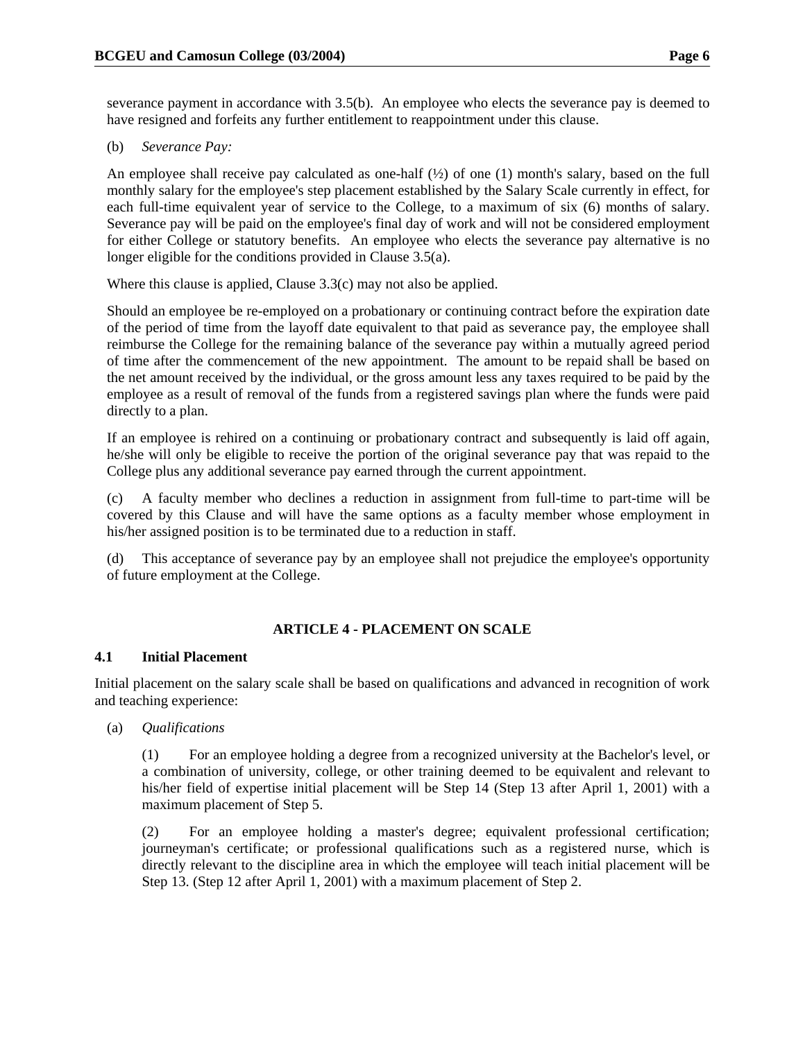severance payment in accordance with 3.5(b). An employee who elects the severance pay is deemed to have resigned and forfeits any further entitlement to reappointment under this clause.

(b) *Severance Pay:*

An employee shall receive pay calculated as one-half (½) of one (1) month's salary, based on the full monthly salary for the employee's step placement established by the Salary Scale currently in effect, for each full-time equivalent year of service to the College, to a maximum of six (6) months of salary. Severance pay will be paid on the employee's final day of work and will not be considered employment for either College or statutory benefits. An employee who elects the severance pay alternative is no longer eligible for the conditions provided in Clause 3.5(a).

Where this clause is applied, Clause 3.3(c) may not also be applied.

Should an employee be re-employed on a probationary or continuing contract before the expiration date of the period of time from the layoff date equivalent to that paid as severance pay, the employee shall reimburse the College for the remaining balance of the severance pay within a mutually agreed period of time after the commencement of the new appointment. The amount to be repaid shall be based on the net amount received by the individual, or the gross amount less any taxes required to be paid by the employee as a result of removal of the funds from a registered savings plan where the funds were paid directly to a plan.

If an employee is rehired on a continuing or probationary contract and subsequently is laid off again, he/she will only be eligible to receive the portion of the original severance pay that was repaid to the College plus any additional severance pay earned through the current appointment.

(c) A faculty member who declines a reduction in assignment from full-time to part-time will be covered by this Clause and will have the same options as a faculty member whose employment in his/her assigned position is to be terminated due to a reduction in staff.

(d) This acceptance of severance pay by an employee shall not prejudice the employee's opportunity of future employment at the College.

## ARTICLE 4 - PLACEMENT ON SCALE

### 4.1 Initial Placement

Initial placement on the salary scale shall be based on qualifications and advanced in recognition of work and teaching experience:

(a) *Qualifications*

(1) For an employee holding a degree from a recognized university at the Bachelor's level, or a combination of university, college, or other training deemed to be equivalent and relevant to his/her field of expertise initial placement will be Step 14 (Step 13 after April 1, 2001) with a maximum placement of Step 5.

(2) For an employee holding a master's degree; equivalent professional certification; journeyman's certificate; or professional qualifications such as a registered nurse, which is directly relevant to the discipline area in which the employee will teach initial placement will be Step 13. (Step 12 after April 1, 2001) with a maximum placement of Step 2.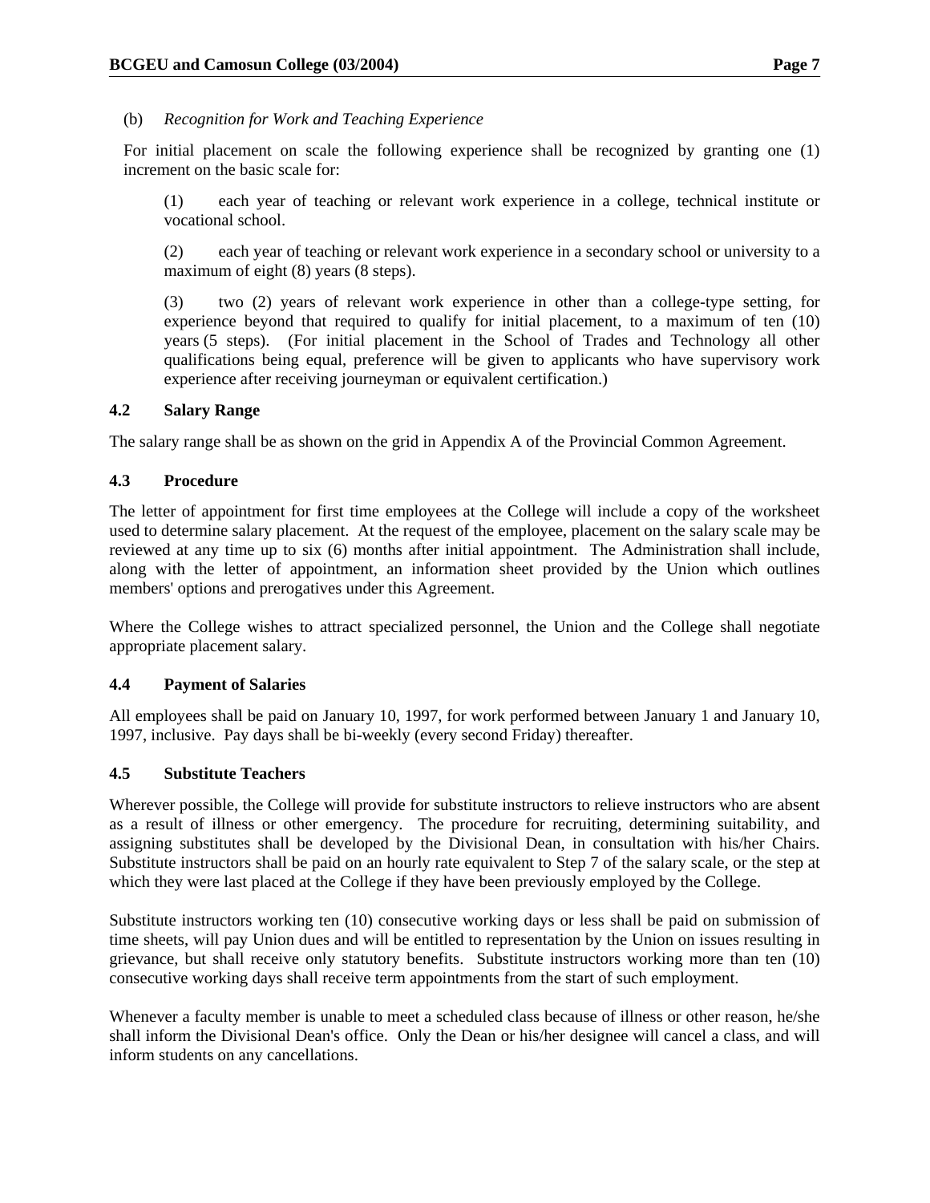(b) *Recognition for Work and Teaching Experience*

For initial placement on scale the following experience shall be recognized by granting one (1) increment on the basic scale for:

(1) each year of teaching or relevant work experience in a college, technical institute or vocational school.

(2) each year of teaching or relevant work experience in a secondary school or university to a maximum of eight (8) years (8 steps).

(3) two (2) years of relevant work experience in other than a college-type setting, for experience beyond that required to qualify for initial placement, to a maximum of ten (10) years (5 steps). (For initial placement in the School of Trades and Technology all other qualifications being equal, preference will be given to applicants who have supervisory work experience after receiving journeyman or equivalent certification.)

### 4.2 Salary Range

The salary range shall be as shown on the grid in Appendix A of the Provincial Common Agreement.

### 4.3 Procedure

The letter of appointment for first time employees at the College will include a copy of the worksheet used to determine salary placement. At the request of the employee, placement on the salary scale may be reviewed at any time up to six (6) months after initial appointment. The Administration shall include, along with the letter of appointment, an information sheet provided by the Union which outlines members' options and prerogatives under this Agreement.

Where the College wishes to attract specialized personnel, the Union and the College shall negotiate appropriate placement salary.

### 4.4 Payment of Salaries

All employees shall be paid on January 10, 1997, for work performed between January 1 and January 10, 1997, inclusive. Pay days shall be bi-weekly (every second Friday) thereafter.

### 4.5 Substitute Teachers

Wherever possible, the College will provide for substitute instructors to relieve instructors who are absent as a result of illness or other emergency. The procedure for recruiting, determining suitability, and assigning substitutes shall be developed by the Divisional Dean, in consultation with his/her Chairs. Substitute instructors shall be paid on an hourly rate equivalent to Step 7 of the salary scale, or the step at which they were last placed at the College if they have been previously employed by the College.

Substitute instructors working ten (10) consecutive working days or less shall be paid on submission of time sheets, will pay Union dues and will be entitled to representation by the Union on issues resulting in grievance, but shall receive only statutory benefits. Substitute instructors working more than ten (10) consecutive working days shall receive term appointments from the start of such employment.

Whenever a faculty member is unable to meet a scheduled class because of illness or other reason, he/she shall inform the Divisional Dean's office. Only the Dean or his/her designee will cancel a class, and will inform students on any cancellations.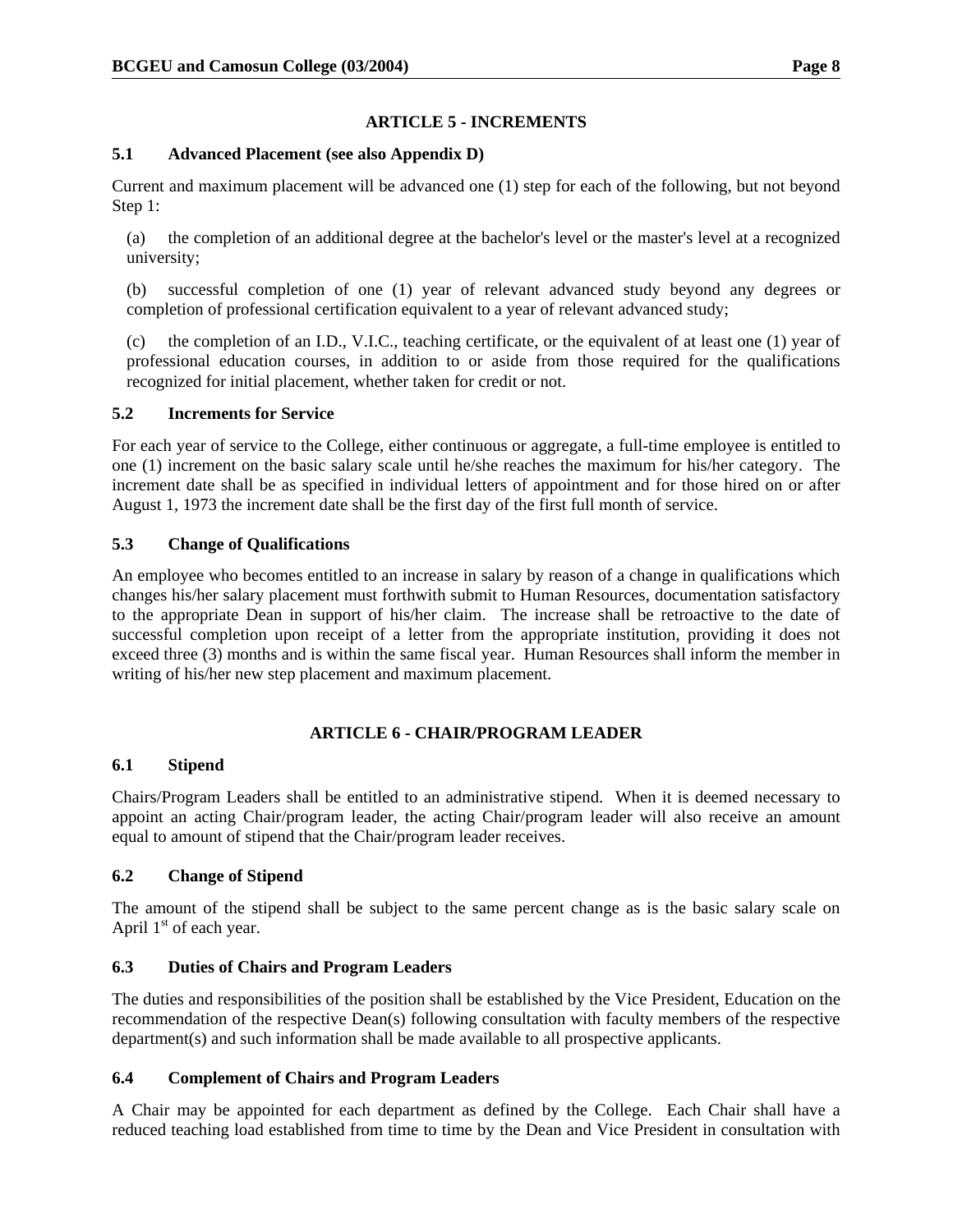## ARTICLE 5 - INCREMENTS

### 5.1 Advanced Placement (see also Appendix D)

Current and maximum placement will be advanced one (1) step for each of the following, but not beyond Step 1:

(a) the completion of an additional degree at the bachelor's level or the master's level at a recognized university;

(b) successful completion of one (1) year of relevant advanced study beyond any degrees or completion of professional certification equivalent to a year of relevant advanced study;

(c) the completion of an I.D., V.I.C., teaching certificate, or the equivalent of at least one (1) year of professional education courses, in addition to or aside from those required for the qualifications recognized for initial placement, whether taken for credit or not.

### 5.2 Increments for Service

For each year of service to the College, either continuous or aggregate, a full-time employee is entitled to one (1) increment on the basic salary scale until he/she reaches the maximum for his/her category. The increment date shall be as specified in individual letters of appointment and for those hired on or after August 1, 1973 the increment date shall be the first day of the first full month of service.

### 5.3 Change of Qualifications

An employee who becomes entitled to an increase in salary by reason of a change in qualifications which changes his/her salary placement must forthwith submit to Human Resources, documentation satisfactory to the appropriate Dean in support of his/her claim. The increase shall be retroactive to the date of successful completion upon receipt of a letter from the appropriate institution, providing it does not exceed three (3) months and is within the same fiscal year. Human Resources shall inform the member in writing of his/her new step placement and maximum placement.

## ARTICLE 6 - CHAIR/PROGRAM LEADER

### 6.1 Stipend

Chairs/Program Leaders shall be entitled to an administrative stipend. When it is deemed necessary to appoint an acting Chair/program leader, the acting Chair/program leader will also receive an amount equal to amount of stipend that the Chair/program leader receives.

### 6.2 Change of Stipend

The amount of the stipend shall be subject to the same percent change as is the basic salary scale on April 1st of each year.

### 6.3 Duties of Chairs and Program Leaders

The duties and responsibilities of the position shall be established by the Vice President, Education on the recommendation of the respective Dean(s) following consultation with faculty members of the respective department(s) and such information shall be made available to all prospective applicants.

### 6.4 Complement of Chairs and Program Leaders

A Chair may be appointed for each department as defined by the College. Each Chair shall have a reduced teaching load established from time to time by the Dean and Vice President in consultation with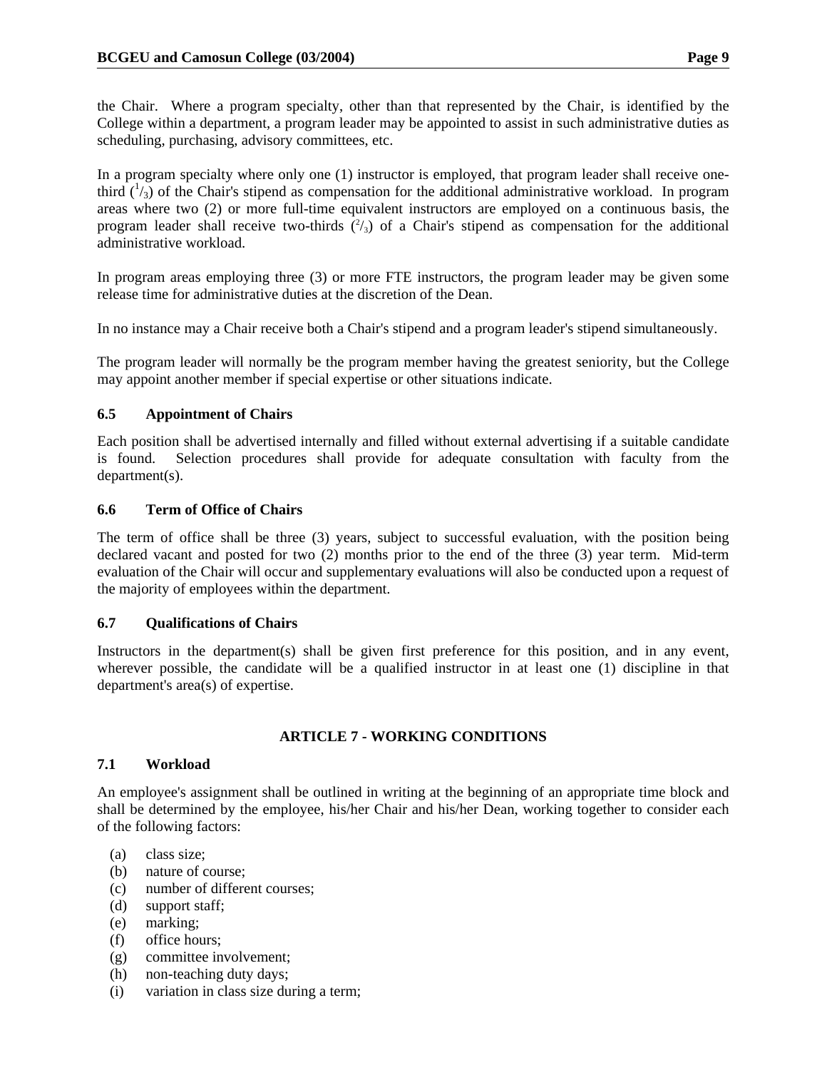the Chair. Where a program specialty, other than that represented by the Chair, is identified by the College within a department, a program leader may be appointed to assist in such administrative duties as scheduling, purchasing, advisory committees, etc.

In a program specialty where only one (1) instructor is employed, that program leader shall receive one-third ($^{1}/_{3}$) of the Chair's stipend as compensation for the additional administrative workload. In program areas where two (2) or more full-time equivalent instructors are employed on a continuous basis, the program leader shall receive two-thirds ($^{2}/_{3}$) of a Chair's stipend as compensation for the additional administrative workload.

In program areas employing three (3) or more FTE instructors, the program leader may be given some release time for administrative duties at the discretion of the Dean.

In no instance may a Chair receive both a Chair's stipend and a program leader's stipend simultaneously.

The program leader will normally be the program member having the greatest seniority, but the College may appoint another member if special expertise or other situations indicate.

### 6.5 Appointment of Chairs

Each position shall be advertised internally and filled without external advertising if a suitable candidate is found. Selection procedures shall provide for adequate consultation with faculty from the department(s).

### 6.6 Term of Office of Chairs

The term of office shall be three (3) years, subject to successful evaluation, with the position being declared vacant and posted for two (2) months prior to the end of the three (3) year term. Mid-term evaluation of the Chair will occur and supplementary evaluations will also be conducted upon a request of the majority of employees within the department.

### 6.7 Qualifications of Chairs

Instructors in the department(s) shall be given first preference for this position, and in any event, wherever possible, the candidate will be a qualified instructor in at least one (1) discipline in that department's area(s) of expertise.

## ARTICLE 7 - WORKING CONDITIONS

### 7.1 Workload

An employee's assignment shall be outlined in writing at the beginning of an appropriate time block and shall be determined by the employee, his/her Chair and his/her Dean, working together to consider each of the following factors:

(a) class size;
(b) nature of course;
(c) number of different courses;
(d) support staff;
(e) marking;
(f) office hours;
(g) committee involvement;
(h) non-teaching duty days;
(i) variation in class size during a term;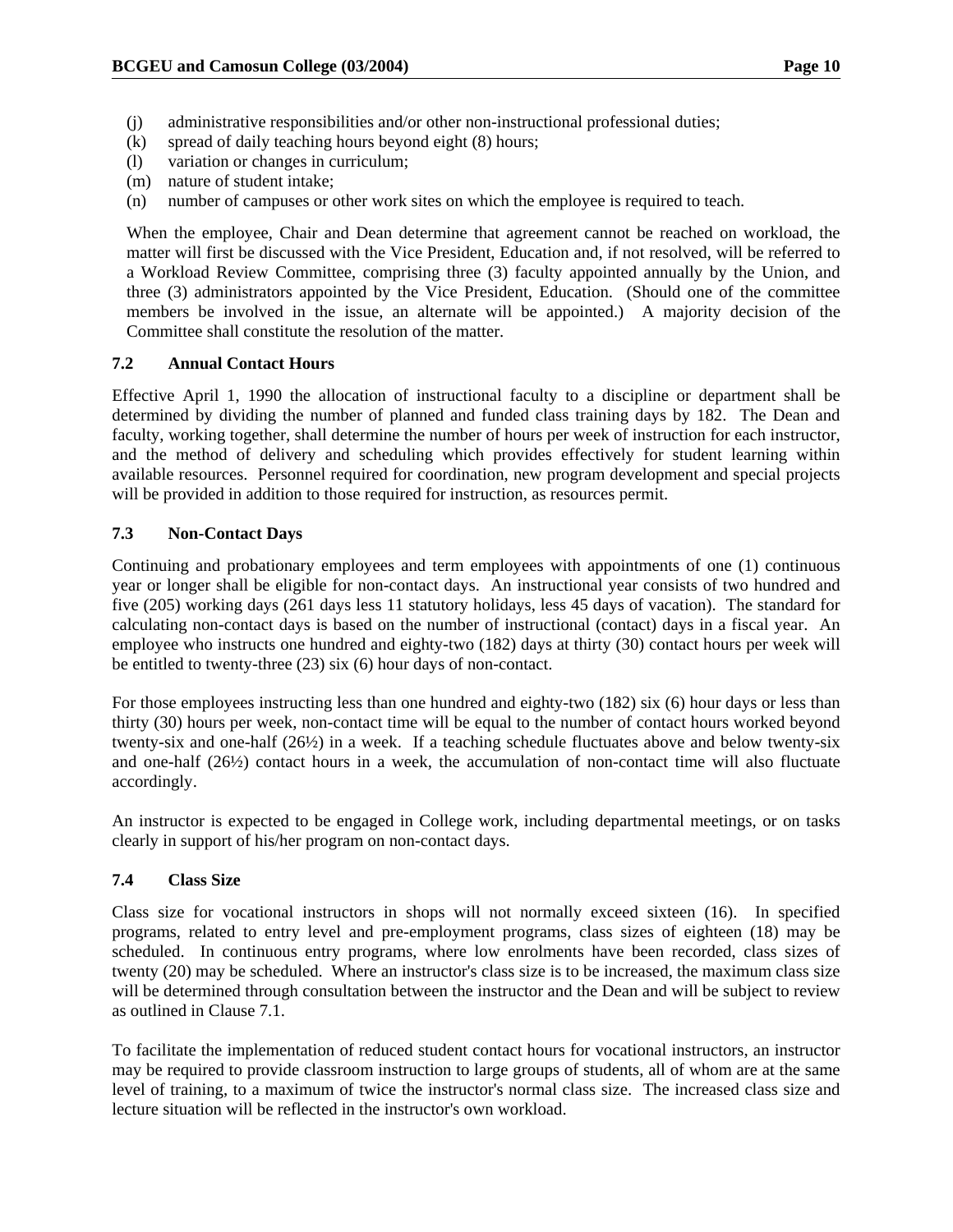(j) administrative responsibilities and/or other non-instructional professional duties;
(k) spread of daily teaching hours beyond eight (8) hours;
(l) variation or changes in curriculum;
(m) nature of student intake;
(n) number of campuses or other work sites on which the employee is required to teach.

When the employee, Chair and Dean determine that agreement cannot be reached on workload, the matter will first be discussed with the Vice President, Education and, if not resolved, will be referred to a Workload Review Committee, comprising three (3) faculty appointed annually by the Union, and three (3) administrators appointed by the Vice President, Education. (Should one of the committee members be involved in the issue, an alternate will be appointed.) A majority decision of the Committee shall constitute the resolution of the matter.

### 7.2 Annual Contact Hours

Effective April 1, 1990 the allocation of instructional faculty to a discipline or department shall be determined by dividing the number of planned and funded class training days by 182. The Dean and faculty, working together, shall determine the number of hours per week of instruction for each instructor, and the method of delivery and scheduling which provides effectively for student learning within available resources. Personnel required for coordination, new program development and special projects will be provided in addition to those required for instruction, as resources permit.

### 7.3 Non-Contact Days

Continuing and probationary employees and term employees with appointments of one (1) continuous year or longer shall be eligible for non-contact days. An instructional year consists of two hundred and five (205) working days (261 days less 11 statutory holidays, less 45 days of vacation). The standard for calculating non-contact days is based on the number of instructional (contact) days in a fiscal year. An employee who instructs one hundred and eighty-two (182) days at thirty (30) contact hours per week will be entitled to twenty-three (23) six (6) hour days of non-contact.

For those employees instructing less than one hundred and eighty-two (182) six (6) hour days or less than thirty (30) hours per week, non-contact time will be equal to the number of contact hours worked beyond twenty-six and one-half (26½) in a week. If a teaching schedule fluctuates above and below twenty-six and one-half (26½) contact hours in a week, the accumulation of non-contact time will also fluctuate accordingly.

An instructor is expected to be engaged in College work, including departmental meetings, or on tasks clearly in support of his/her program on non-contact days.

### 7.4 Class Size

Class size for vocational instructors in shops will not normally exceed sixteen (16). In specified programs, related to entry level and pre-employment programs, class sizes of eighteen (18) may be scheduled. In continuous entry programs, where low enrolments have been recorded, class sizes of twenty (20) may be scheduled. Where an instructor's class size is to be increased, the maximum class size will be determined through consultation between the instructor and the Dean and will be subject to review as outlined in Clause 7.1.

To facilitate the implementation of reduced student contact hours for vocational instructors, an instructor may be required to provide classroom instruction to large groups of students, all of whom are at the same level of training, to a maximum of twice the instructor's normal class size. The increased class size and lecture situation will be reflected in the instructor's own workload.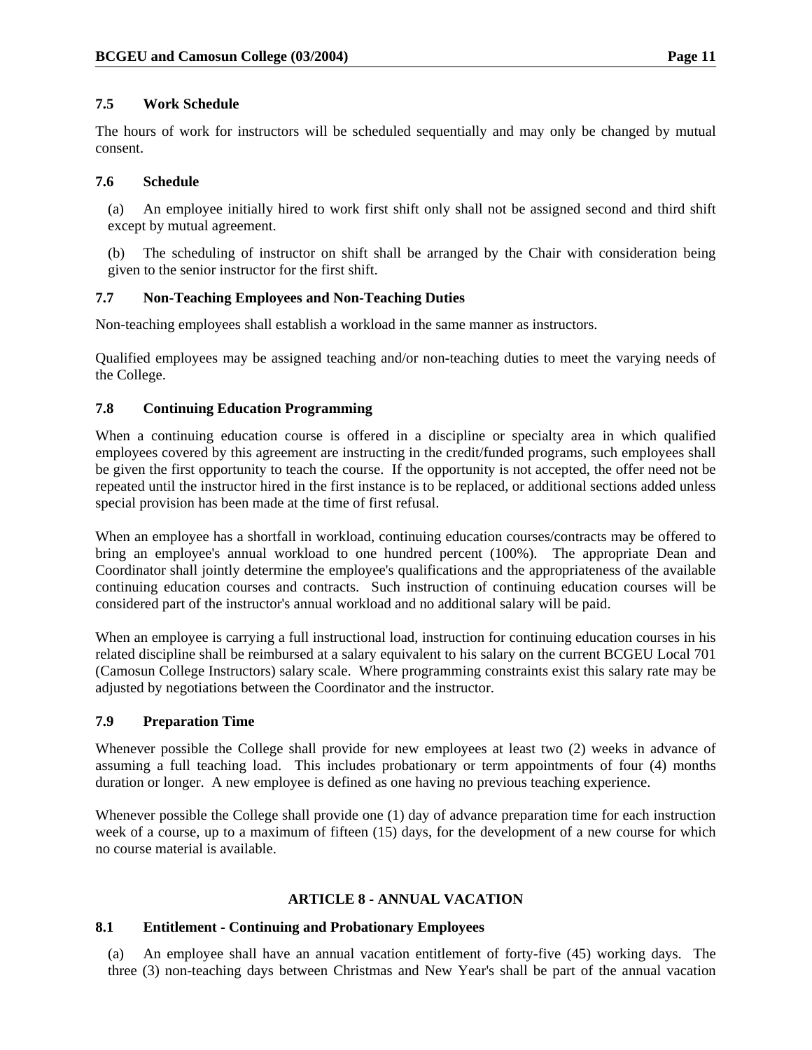### 7.5 Work Schedule

The hours of work for instructors will be scheduled sequentially and may only be changed by mutual consent.

### 7.6 Schedule

(a) An employee initially hired to work first shift only shall not be assigned second and third shift except by mutual agreement.

(b) The scheduling of instructor on shift shall be arranged by the Chair with consideration being given to the senior instructor for the first shift.

### 7.7 Non-Teaching Employees and Non-Teaching Duties

Non-teaching employees shall establish a workload in the same manner as instructors.

Qualified employees may be assigned teaching and/or non-teaching duties to meet the varying needs of the College.

### 7.8 Continuing Education Programming

When a continuing education course is offered in a discipline or specialty area in which qualified employees covered by this agreement are instructing in the credit/funded programs, such employees shall be given the first opportunity to teach the course. If the opportunity is not accepted, the offer need not be repeated until the instructor hired in the first instance is to be replaced, or additional sections added unless special provision has been made at the time of first refusal.

When an employee has a shortfall in workload, continuing education courses/contracts may be offered to bring an employee's annual workload to one hundred percent (100%). The appropriate Dean and Coordinator shall jointly determine the employee's qualifications and the appropriateness of the available continuing education courses and contracts. Such instruction of continuing education courses will be considered part of the instructor's annual workload and no additional salary will be paid.

When an employee is carrying a full instructional load, instruction for continuing education courses in his related discipline shall be reimbursed at a salary equivalent to his salary on the current BCGEU Local 701 (Camosun College Instructors) salary scale. Where programming constraints exist this salary rate may be adjusted by negotiations between the Coordinator and the instructor.

### 7.9 Preparation Time

Whenever possible the College shall provide for new employees at least two (2) weeks in advance of assuming a full teaching load. This includes probationary or term appointments of four (4) months duration or longer. A new employee is defined as one having no previous teaching experience.

Whenever possible the College shall provide one (1) day of advance preparation time for each instruction week of a course, up to a maximum of fifteen (15) days, for the development of a new course for which no course material is available.

## ARTICLE 8 - ANNUAL VACATION

### 8.1 Entitlement - Continuing and Probationary Employees

(a) An employee shall have an annual vacation entitlement of forty-five (45) working days. The three (3) non-teaching days between Christmas and New Year's shall be part of the annual vacation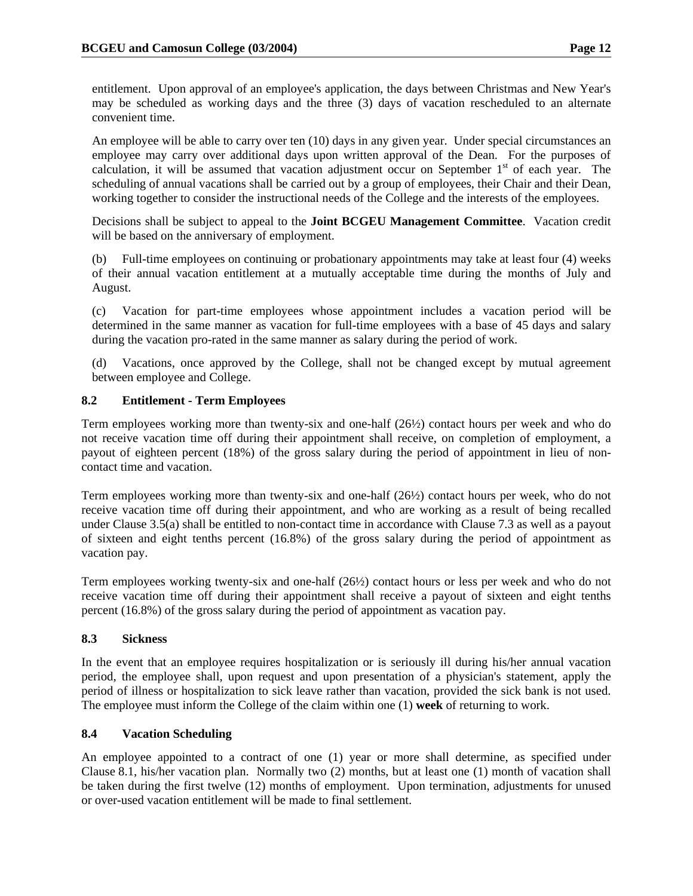entitlement. Upon approval of an employee's application, the days between Christmas and New Year's may be scheduled as working days and the three (3) days of vacation rescheduled to an alternate convenient time.

An employee will be able to carry over ten (10) days in any given year. Under special circumstances an employee may carry over additional days upon written approval of the Dean. For the purposes of calculation, it will be assumed that vacation adjustment occur on September 1st of each year. The scheduling of annual vacations shall be carried out by a group of employees, their Chair and their Dean, working together to consider the instructional needs of the College and the interests of the employees.

Decisions shall be subject to appeal to the **Joint BCGEU Management Committee**. Vacation credit will be based on the anniversary of employment.

(b) Full-time employees on continuing or probationary appointments may take at least four (4) weeks of their annual vacation entitlement at a mutually acceptable time during the months of July and August.

(c) Vacation for part-time employees whose appointment includes a vacation period will be determined in the same manner as vacation for full-time employees with a base of 45 days and salary during the vacation pro-rated in the same manner as salary during the period of work.

(d) Vacations, once approved by the College, shall not be changed except by mutual agreement between employee and College.

### 8.2 Entitlement - Term Employees

Term employees working more than twenty-six and one-half (26½) contact hours per week and who do not receive vacation time off during their appointment shall receive, on completion of employment, a payout of eighteen percent (18%) of the gross salary during the period of appointment in lieu of non-contact time and vacation.

Term employees working more than twenty-six and one-half (26½) contact hours per week, who do not receive vacation time off during their appointment, and who are working as a result of being recalled under Clause 3.5(a) shall be entitled to non-contact time in accordance with Clause 7.3 as well as a payout of sixteen and eight tenths percent (16.8%) of the gross salary during the period of appointment as vacation pay.

Term employees working twenty-six and one-half (26½) contact hours or less per week and who do not receive vacation time off during their appointment shall receive a payout of sixteen and eight tenths percent (16.8%) of the gross salary during the period of appointment as vacation pay.

### 8.3 Sickness

In the event that an employee requires hospitalization or is seriously ill during his/her annual vacation period, the employee shall, upon request and upon presentation of a physician's statement, apply the period of illness or hospitalization to sick leave rather than vacation, provided the sick bank is not used. The employee must inform the College of the claim within one (1) **week** of returning to work.

### 8.4 Vacation Scheduling

An employee appointed to a contract of one (1) year or more shall determine, as specified under Clause 8.1, his/her vacation plan. Normally two (2) months, but at least one (1) month of vacation shall be taken during the first twelve (12) months of employment. Upon termination, adjustments for unused or over-used vacation entitlement will be made to final settlement.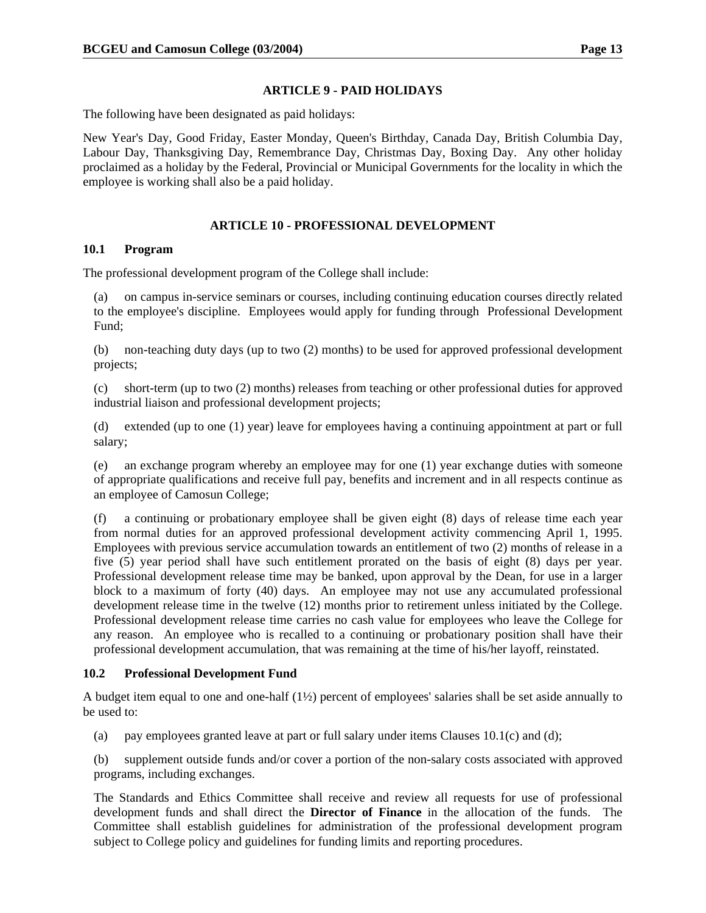## ARTICLE 9 - PAID HOLIDAYS

The following have been designated as paid holidays:

New Year's Day, Good Friday, Easter Monday, Queen's Birthday, Canada Day, British Columbia Day, Labour Day, Thanksgiving Day, Remembrance Day, Christmas Day, Boxing Day. Any other holiday proclaimed as a holiday by the Federal, Provincial or Municipal Governments for the locality in which the employee is working shall also be a paid holiday.

## ARTICLE 10 - PROFESSIONAL DEVELOPMENT

### 10.1 Program

The professional development program of the College shall include:

(a) on campus in-service seminars or courses, including continuing education courses directly related to the employee's discipline. Employees would apply for funding through Professional Development Fund;

(b) non-teaching duty days (up to two (2) months) to be used for approved professional development projects;

(c) short-term (up to two (2) months) releases from teaching or other professional duties for approved industrial liaison and professional development projects;

(d) extended (up to one (1) year) leave for employees having a continuing appointment at part or full salary;

(e) an exchange program whereby an employee may for one (1) year exchange duties with someone of appropriate qualifications and receive full pay, benefits and increment and in all respects continue as an employee of Camosun College;

(f) a continuing or probationary employee shall be given eight (8) days of release time each year from normal duties for an approved professional development activity commencing April 1, 1995. Employees with previous service accumulation towards an entitlement of two (2) months of release in a five (5) year period shall have such entitlement prorated on the basis of eight (8) days per year. Professional development release time may be banked, upon approval by the Dean, for use in a larger block to a maximum of forty (40) days. An employee may not use any accumulated professional development release time in the twelve (12) months prior to retirement unless initiated by the College. Professional development release time carries no cash value for employees who leave the College for any reason. An employee who is recalled to a continuing or probationary position shall have their professional development accumulation, that was remaining at the time of his/her layoff, reinstated.

### 10.2 Professional Development Fund

A budget item equal to one and one-half (1½) percent of employees' salaries shall be set aside annually to be used to:

(a) pay employees granted leave at part or full salary under items Clauses 10.1(c) and (d);

(b) supplement outside funds and/or cover a portion of the non-salary costs associated with approved programs, including exchanges.

The Standards and Ethics Committee shall receive and review all requests for use of professional development funds and shall direct the **Director of Finance** in the allocation of the funds. The Committee shall establish guidelines for administration of the professional development program subject to College policy and guidelines for funding limits and reporting procedures.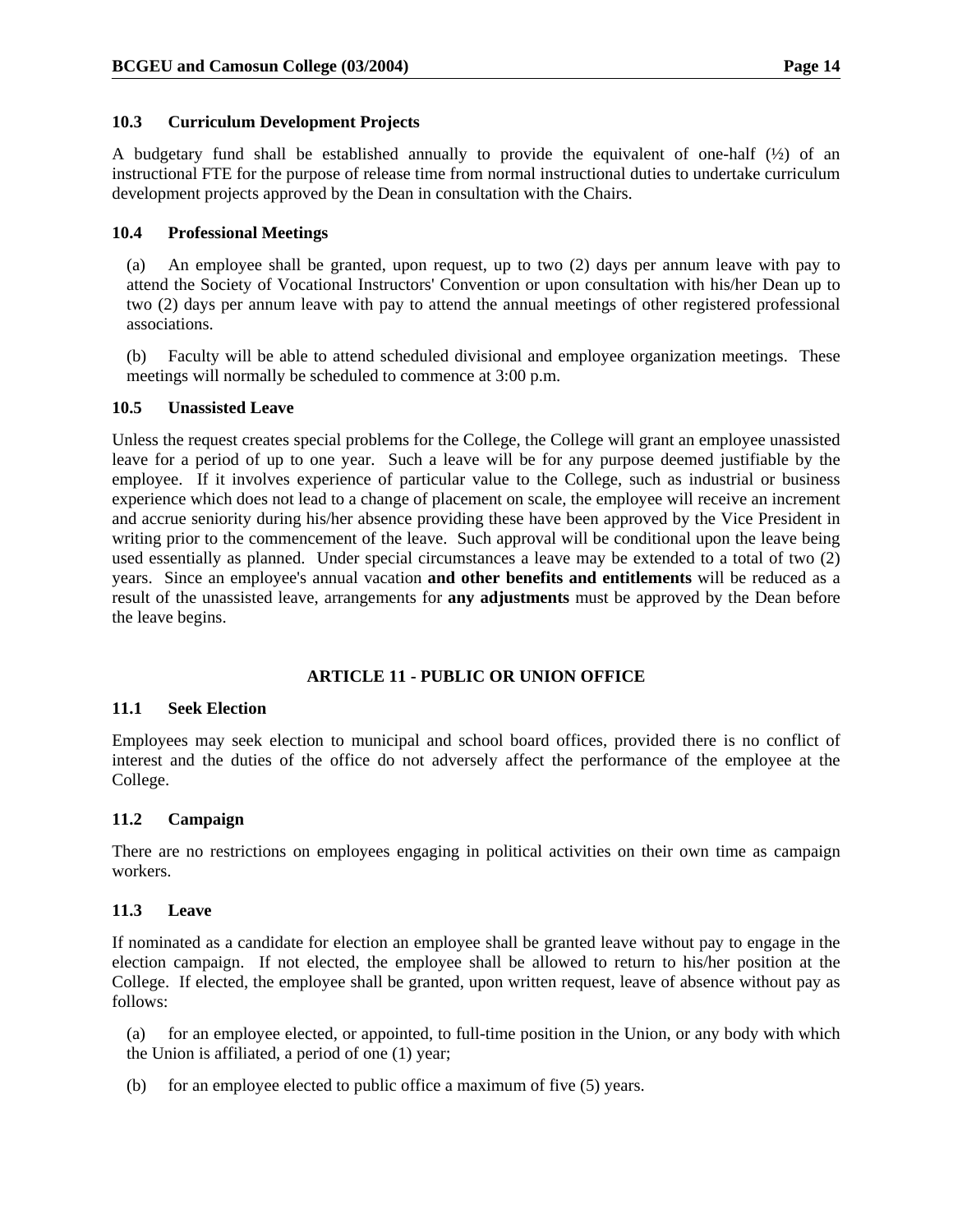### 10.3 Curriculum Development Projects

A budgetary fund shall be established annually to provide the equivalent of one-half (½) of an instructional FTE for the purpose of release time from normal instructional duties to undertake curriculum development projects approved by the Dean in consultation with the Chairs.

### 10.4 Professional Meetings

(a) An employee shall be granted, upon request, up to two (2) days per annum leave with pay to attend the Society of Vocational Instructors' Convention or upon consultation with his/her Dean up to two (2) days per annum leave with pay to attend the annual meetings of other registered professional associations.

(b) Faculty will be able to attend scheduled divisional and employee organization meetings. These meetings will normally be scheduled to commence at 3:00 p.m.

### 10.5 Unassisted Leave

Unless the request creates special problems for the College, the College will grant an employee unassisted leave for a period of up to one year. Such a leave will be for any purpose deemed justifiable by the employee. If it involves experience of particular value to the College, such as industrial or business experience which does not lead to a change of placement on scale, the employee will receive an increment and accrue seniority during his/her absence providing these have been approved by the Vice President in writing prior to the commencement of the leave. Such approval will be conditional upon the leave being used essentially as planned. Under special circumstances a leave may be extended to a total of two (2) years. Since an employee's annual vacation **and other benefits and entitlements** will be reduced as a result of the unassisted leave, arrangements for **any adjustments** must be approved by the Dean before the leave begins.

## ARTICLE 11 - PUBLIC OR UNION OFFICE

### 11.1 Seek Election

Employees may seek election to municipal and school board offices, provided there is no conflict of interest and the duties of the office do not adversely affect the performance of the employee at the College.

### 11.2 Campaign

There are no restrictions on employees engaging in political activities on their own time as campaign workers.

### 11.3 Leave

If nominated as a candidate for election an employee shall be granted leave without pay to engage in the election campaign. If not elected, the employee shall be allowed to return to his/her position at the College. If elected, the employee shall be granted, upon written request, leave of absence without pay as follows:

(a) for an employee elected, or appointed, to full-time position in the Union, or any body with which the Union is affiliated, a period of one (1) year;

(b) for an employee elected to public office a maximum of five (5) years.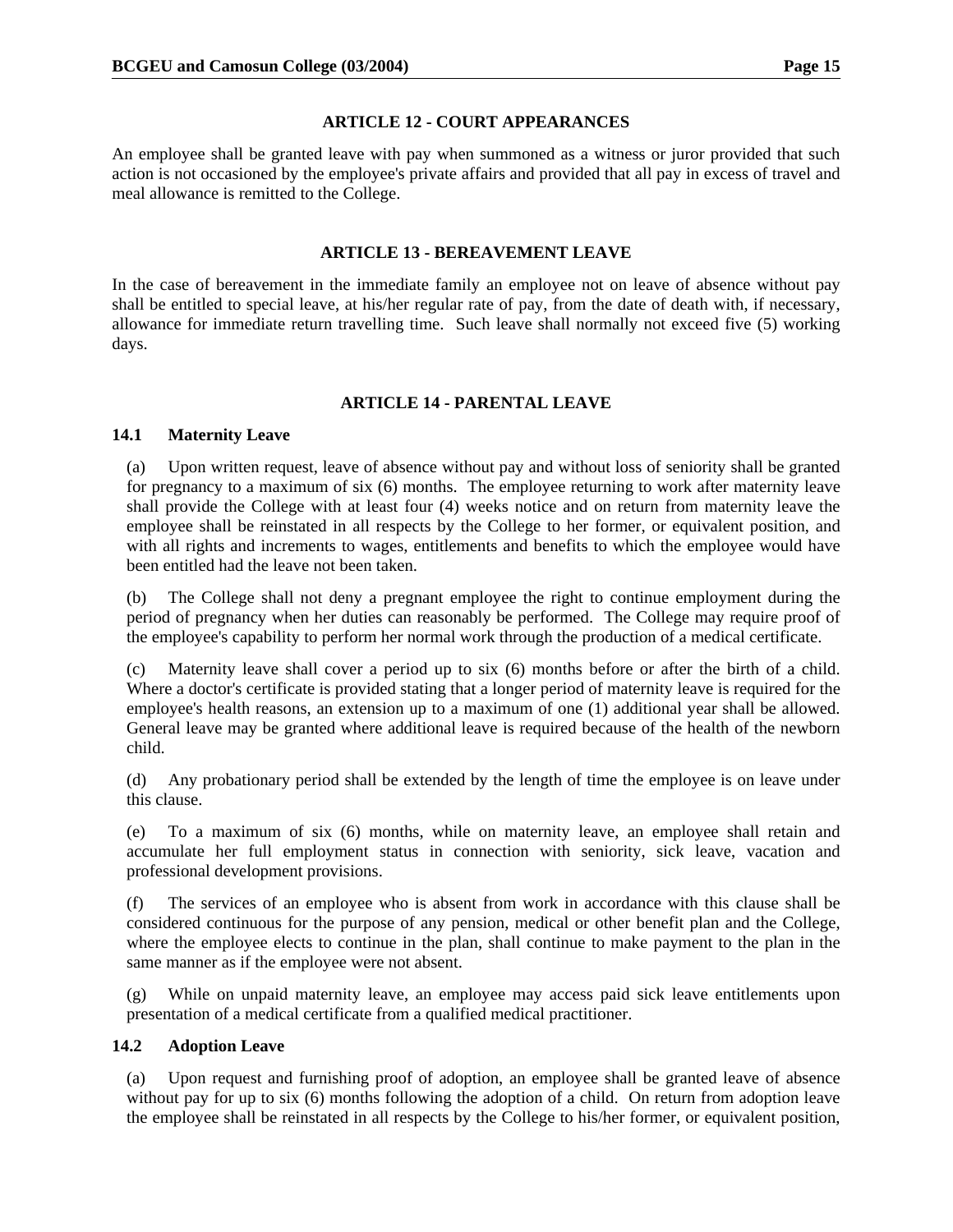## ARTICLE 12 - COURT APPEARANCES

An employee shall be granted leave with pay when summoned as a witness or juror provided that such action is not occasioned by the employee's private affairs and provided that all pay in excess of travel and meal allowance is remitted to the College.

## ARTICLE 13 - BEREAVEMENT LEAVE

In the case of bereavement in the immediate family an employee not on leave of absence without pay shall be entitled to special leave, at his/her regular rate of pay, from the date of death with, if necessary, allowance for immediate return travelling time. Such leave shall normally not exceed five (5) working days.

## ARTICLE 14 - PARENTAL LEAVE

### 14.1 Maternity Leave

(a) Upon written request, leave of absence without pay and without loss of seniority shall be granted for pregnancy to a maximum of six (6) months. The employee returning to work after maternity leave shall provide the College with at least four (4) weeks notice and on return from maternity leave the employee shall be reinstated in all respects by the College to her former, or equivalent position, and with all rights and increments to wages, entitlements and benefits to which the employee would have been entitled had the leave not been taken.

(b) The College shall not deny a pregnant employee the right to continue employment during the period of pregnancy when her duties can reasonably be performed. The College may require proof of the employee's capability to perform her normal work through the production of a medical certificate.

(c) Maternity leave shall cover a period up to six (6) months before or after the birth of a child. Where a doctor's certificate is provided stating that a longer period of maternity leave is required for the employee's health reasons, an extension up to a maximum of one (1) additional year shall be allowed. General leave may be granted where additional leave is required because of the health of the newborn child.

(d) Any probationary period shall be extended by the length of time the employee is on leave under this clause.

(e) To a maximum of six (6) months, while on maternity leave, an employee shall retain and accumulate her full employment status in connection with seniority, sick leave, vacation and professional development provisions.

(f) The services of an employee who is absent from work in accordance with this clause shall be considered continuous for the purpose of any pension, medical or other benefit plan and the College, where the employee elects to continue in the plan, shall continue to make payment to the plan in the same manner as if the employee were not absent.

(g) While on unpaid maternity leave, an employee may access paid sick leave entitlements upon presentation of a medical certificate from a qualified medical practitioner.

### 14.2 Adoption Leave

(a) Upon request and furnishing proof of adoption, an employee shall be granted leave of absence without pay for up to six (6) months following the adoption of a child. On return from adoption leave the employee shall be reinstated in all respects by the College to his/her former, or equivalent position,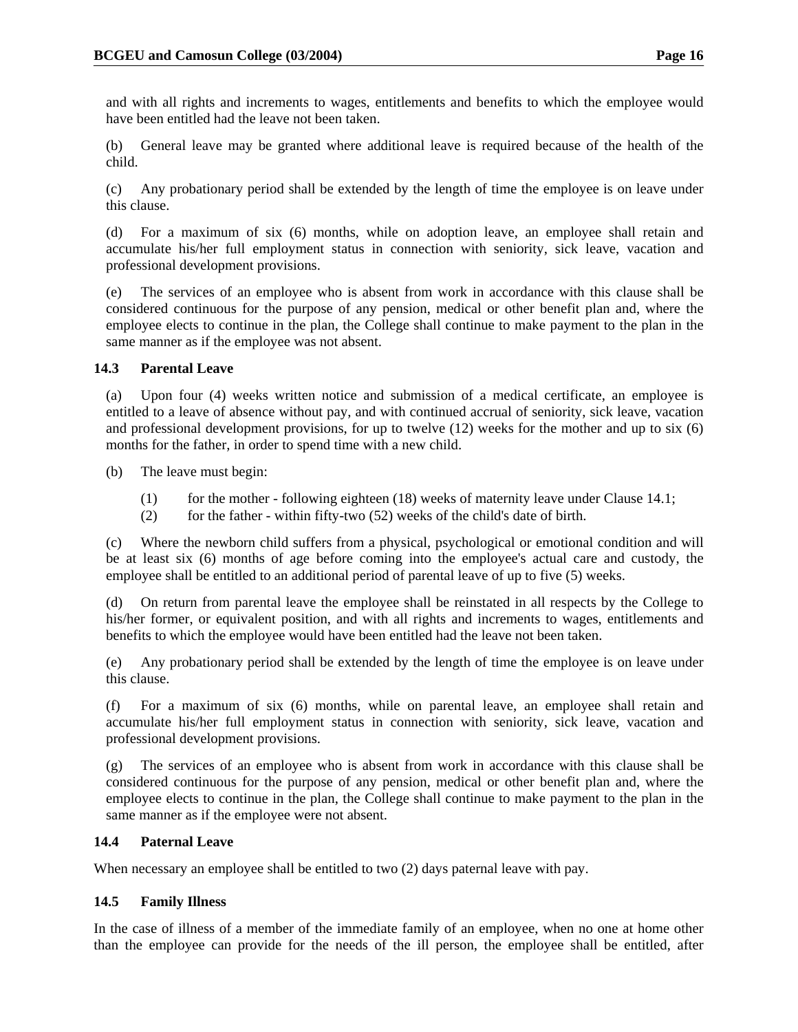and with all rights and increments to wages, entitlements and benefits to which the employee would have been entitled had the leave not been taken.

(b) General leave may be granted where additional leave is required because of the health of the child.

(c) Any probationary period shall be extended by the length of time the employee is on leave under this clause.

(d) For a maximum of six (6) months, while on adoption leave, an employee shall retain and accumulate his/her full employment status in connection with seniority, sick leave, vacation and professional development provisions.

(e) The services of an employee who is absent from work in accordance with this clause shall be considered continuous for the purpose of any pension, medical or other benefit plan and, where the employee elects to continue in the plan, the College shall continue to make payment to the plan in the same manner as if the employee was not absent.

### 14.3 Parental Leave

(a) Upon four (4) weeks written notice and submission of a medical certificate, an employee is entitled to a leave of absence without pay, and with continued accrual of seniority, sick leave, vacation and professional development provisions, for up to twelve (12) weeks for the mother and up to six (6) months for the father, in order to spend time with a new child.

(b) The leave must begin:

(1) for the mother - following eighteen (18) weeks of maternity leave under Clause 14.1;
(2) for the father - within fifty-two (52) weeks of the child's date of birth.

(c) Where the newborn child suffers from a physical, psychological or emotional condition and will be at least six (6) months of age before coming into the employee's actual care and custody, the employee shall be entitled to an additional period of parental leave of up to five (5) weeks.

(d) On return from parental leave the employee shall be reinstated in all respects by the College to his/her former, or equivalent position, and with all rights and increments to wages, entitlements and benefits to which the employee would have been entitled had the leave not been taken.

(e) Any probationary period shall be extended by the length of time the employee is on leave under this clause.

(f) For a maximum of six (6) months, while on parental leave, an employee shall retain and accumulate his/her full employment status in connection with seniority, sick leave, vacation and professional development provisions.

(g) The services of an employee who is absent from work in accordance with this clause shall be considered continuous for the purpose of any pension, medical or other benefit plan and, where the employee elects to continue in the plan, the College shall continue to make payment to the plan in the same manner as if the employee were not absent.

### 14.4 Paternal Leave

When necessary an employee shall be entitled to two (2) days paternal leave with pay.

### 14.5 Family Illness

In the case of illness of a member of the immediate family of an employee, when no one at home other than the employee can provide for the needs of the ill person, the employee shall be entitled, after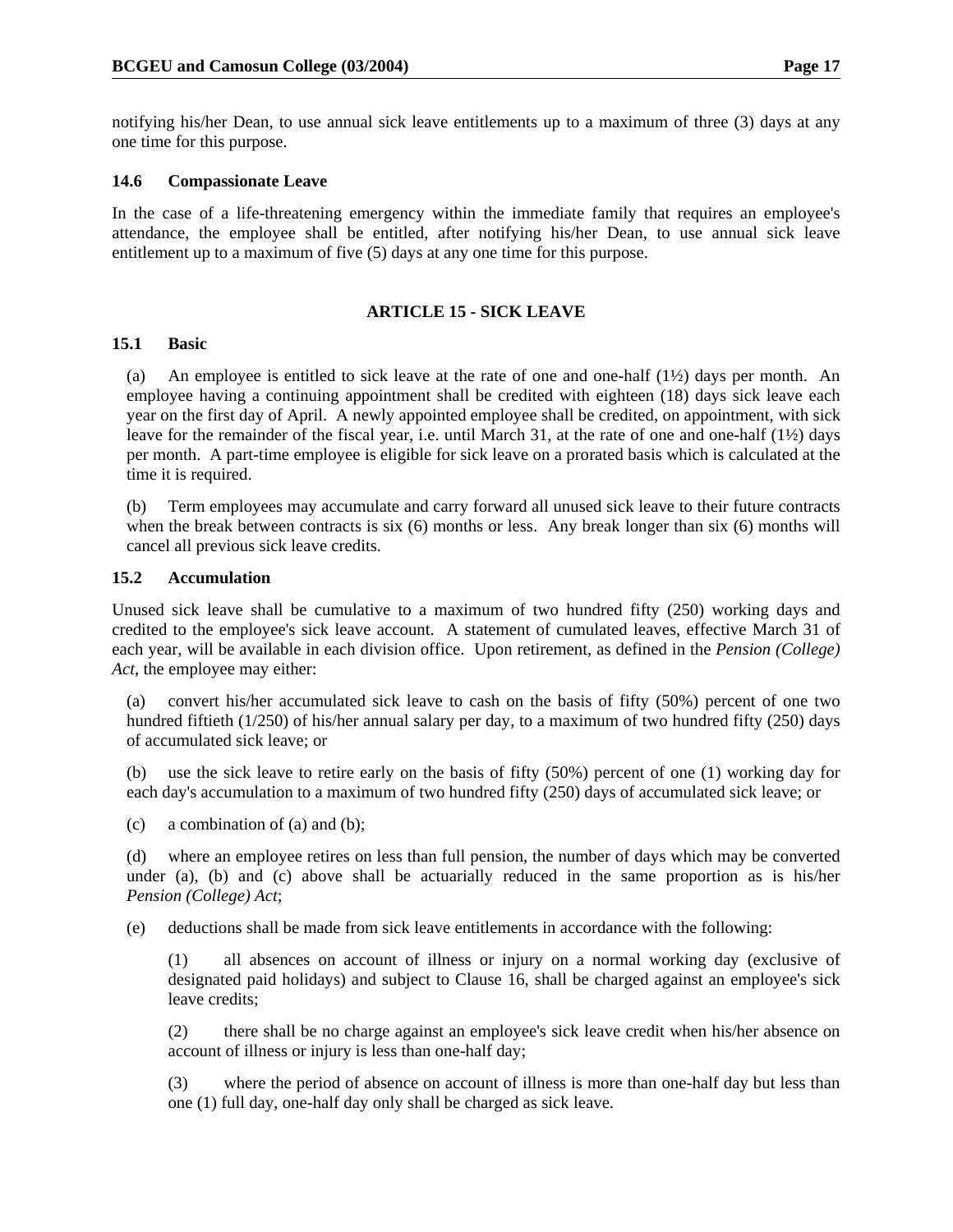notifying his/her Dean, to use annual sick leave entitlements up to a maximum of three (3) days at any one time for this purpose.

### 14.6 Compassionate Leave

In the case of a life-threatening emergency within the immediate family that requires an employee's attendance, the employee shall be entitled, after notifying his/her Dean, to use annual sick leave entitlement up to a maximum of five (5) days at any one time for this purpose.

## ARTICLE 15 - SICK LEAVE

### 15.1 Basic

(a) An employee is entitled to sick leave at the rate of one and one-half (1½) days per month. An employee having a continuing appointment shall be credited with eighteen (18) days sick leave each year on the first day of April. A newly appointed employee shall be credited, on appointment, with sick leave for the remainder of the fiscal year, i.e. until March 31, at the rate of one and one-half (1½) days per month. A part-time employee is eligible for sick leave on a prorated basis which is calculated at the time it is required.

(b) Term employees may accumulate and carry forward all unused sick leave to their future contracts when the break between contracts is six (6) months or less. Any break longer than six (6) months will cancel all previous sick leave credits.

### 15.2 Accumulation

Unused sick leave shall be cumulative to a maximum of two hundred fifty (250) working days and credited to the employee's sick leave account. A statement of cumulated leaves, effective March 31 of each year, will be available in each division office. Upon retirement, as defined in the *Pension (College) Act*, the employee may either:

(a) convert his/her accumulated sick leave to cash on the basis of fifty (50%) percent of one two hundred fiftieth (1/250) of his/her annual salary per day, to a maximum of two hundred fifty (250) days of accumulated sick leave; or

(b) use the sick leave to retire early on the basis of fifty (50%) percent of one (1) working day for each day's accumulation to a maximum of two hundred fifty (250) days of accumulated sick leave; or

(c) a combination of (a) and (b);

(d) where an employee retires on less than full pension, the number of days which may be converted under (a), (b) and (c) above shall be actuarially reduced in the same proportion as is his/her *Pension (College) Act*;

(e) deductions shall be made from sick leave entitlements in accordance with the following:

(1) all absences on account of illness or injury on a normal working day (exclusive of designated paid holidays) and subject to Clause 16, shall be charged against an employee's sick leave credits;

(2) there shall be no charge against an employee's sick leave credit when his/her absence on account of illness or injury is less than one-half day;

(3) where the period of absence on account of illness is more than one-half day but less than one (1) full day, one-half day only shall be charged as sick leave.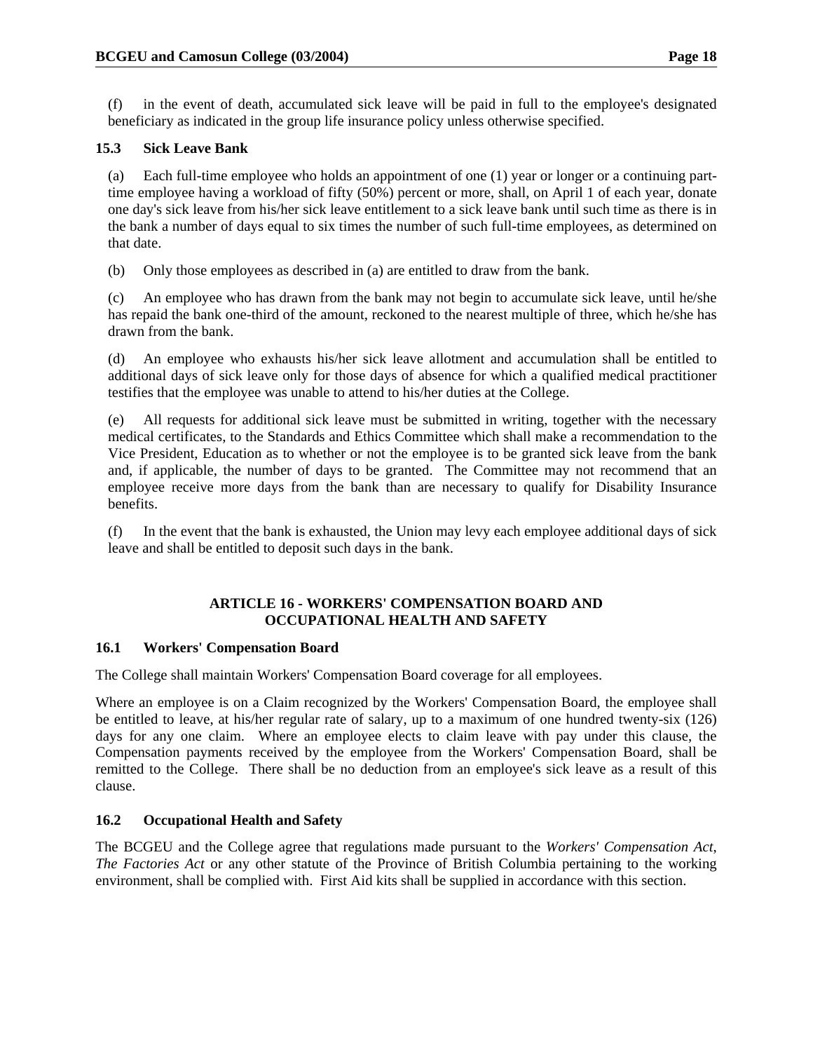(f) in the event of death, accumulated sick leave will be paid in full to the employee's designated beneficiary as indicated in the group life insurance policy unless otherwise specified.

### 15.3 Sick Leave Bank

(a) Each full-time employee who holds an appointment of one (1) year or longer or a continuing part-time employee having a workload of fifty (50%) percent or more, shall, on April 1 of each year, donate one day's sick leave from his/her sick leave entitlement to a sick leave bank until such time as there is in the bank a number of days equal to six times the number of such full-time employees, as determined on that date.

(b) Only those employees as described in (a) are entitled to draw from the bank.

(c) An employee who has drawn from the bank may not begin to accumulate sick leave, until he/she has repaid the bank one-third of the amount, reckoned to the nearest multiple of three, which he/she has drawn from the bank.

(d) An employee who exhausts his/her sick leave allotment and accumulation shall be entitled to additional days of sick leave only for those days of absence for which a qualified medical practitioner testifies that the employee was unable to attend to his/her duties at the College.

(e) All requests for additional sick leave must be submitted in writing, together with the necessary medical certificates, to the Standards and Ethics Committee which shall make a recommendation to the Vice President, Education as to whether or not the employee is to be granted sick leave from the bank and, if applicable, the number of days to be granted. The Committee may not recommend that an employee receive more days from the bank than are necessary to qualify for Disability Insurance benefits.

(f) In the event that the bank is exhausted, the Union may levy each employee additional days of sick leave and shall be entitled to deposit such days in the bank.

## ARTICLE 16 - WORKERS' COMPENSATION BOARD AND OCCUPATIONAL HEALTH AND SAFETY

### 16.1 Workers' Compensation Board

The College shall maintain Workers' Compensation Board coverage for all employees.

Where an employee is on a Claim recognized by the Workers' Compensation Board, the employee shall be entitled to leave, at his/her regular rate of salary, up to a maximum of one hundred twenty-six (126) days for any one claim. Where an employee elects to claim leave with pay under this clause, the Compensation payments received by the employee from the Workers' Compensation Board, shall be remitted to the College. There shall be no deduction from an employee's sick leave as a result of this clause.

### 16.2 Occupational Health and Safety

The BCGEU and the College agree that regulations made pursuant to the *Workers' Compensation Act*, *The Factories Act* or any other statute of the Province of British Columbia pertaining to the working environment, shall be complied with. First Aid kits shall be supplied in accordance with this section.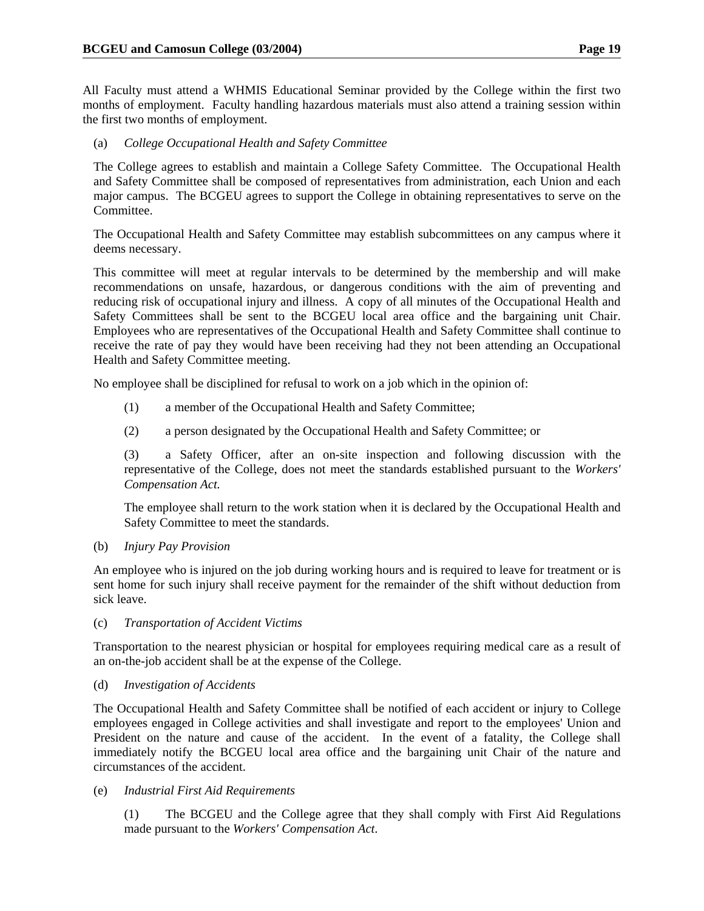All Faculty must attend a WHMIS Educational Seminar provided by the College within the first two months of employment. Faculty handling hazardous materials must also attend a training session within the first two months of employment.

(a) *College Occupational Health and Safety Committee*

The College agrees to establish and maintain a College Safety Committee. The Occupational Health and Safety Committee shall be composed of representatives from administration, each Union and each major campus. The BCGEU agrees to support the College in obtaining representatives to serve on the Committee.

The Occupational Health and Safety Committee may establish subcommittees on any campus where it deems necessary.

This committee will meet at regular intervals to be determined by the membership and will make recommendations on unsafe, hazardous, or dangerous conditions with the aim of preventing and reducing risk of occupational injury and illness. A copy of all minutes of the Occupational Health and Safety Committees shall be sent to the BCGEU local area office and the bargaining unit Chair. Employees who are representatives of the Occupational Health and Safety Committee shall continue to receive the rate of pay they would have been receiving had they not been attending an Occupational Health and Safety Committee meeting.

No employee shall be disciplined for refusal to work on a job which in the opinion of:

(1) a member of the Occupational Health and Safety Committee;

(2) a person designated by the Occupational Health and Safety Committee; or

(3) a Safety Officer, after an on-site inspection and following discussion with the representative of the College, does not meet the standards established pursuant to the *Workers' Compensation Act.*

The employee shall return to the work station when it is declared by the Occupational Health and Safety Committee to meet the standards.

(b) *Injury Pay Provision*

An employee who is injured on the job during working hours and is required to leave for treatment or is sent home for such injury shall receive payment for the remainder of the shift without deduction from sick leave.

(c) *Transportation of Accident Victims*

Transportation to the nearest physician or hospital for employees requiring medical care as a result of an on-the-job accident shall be at the expense of the College.

(d) *Investigation of Accidents*

The Occupational Health and Safety Committee shall be notified of each accident or injury to College employees engaged in College activities and shall investigate and report to the employees' Union and President on the nature and cause of the accident. In the event of a fatality, the College shall immediately notify the BCGEU local area office and the bargaining unit Chair of the nature and circumstances of the accident.

(e) *Industrial First Aid Requirements*

(1) The BCGEU and the College agree that they shall comply with First Aid Regulations made pursuant to the *Workers' Compensation Act*.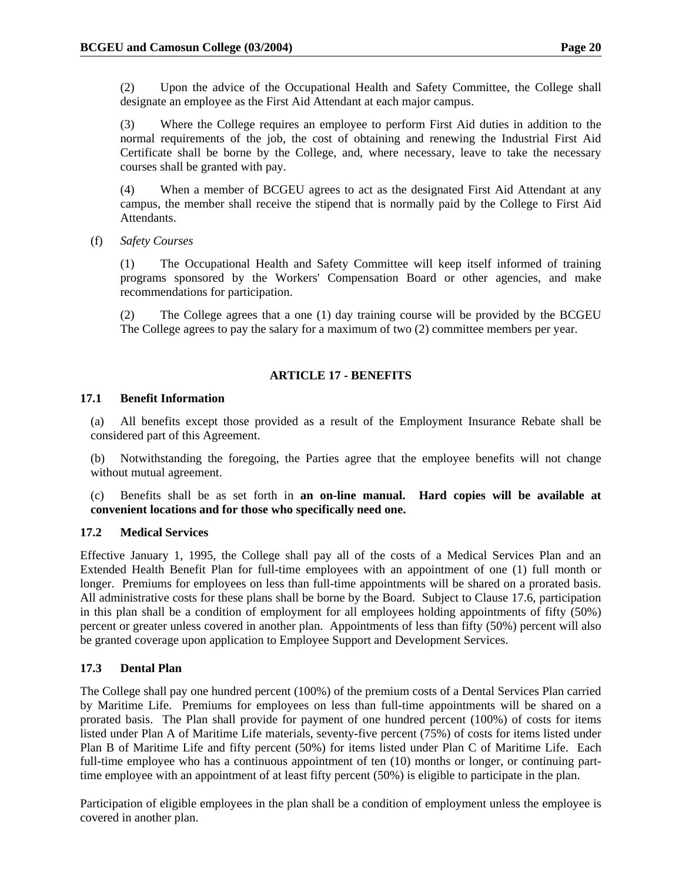(2) Upon the advice of the Occupational Health and Safety Committee, the College shall designate an employee as the First Aid Attendant at each major campus.

(3) Where the College requires an employee to perform First Aid duties in addition to the normal requirements of the job, the cost of obtaining and renewing the Industrial First Aid Certificate shall be borne by the College, and, where necessary, leave to take the necessary courses shall be granted with pay.

(4) When a member of BCGEU agrees to act as the designated First Aid Attendant at any campus, the member shall receive the stipend that is normally paid by the College to First Aid Attendants.

(f) *Safety Courses*

(1) The Occupational Health and Safety Committee will keep itself informed of training programs sponsored by the Workers' Compensation Board or other agencies, and make recommendations for participation.

(2) The College agrees that a one (1) day training course will be provided by the BCGEU The College agrees to pay the salary for a maximum of two (2) committee members per year.

## ARTICLE 17 - BENEFITS

### 17.1 Benefit Information

(a) All benefits except those provided as a result of the Employment Insurance Rebate shall be considered part of this Agreement.

(b) Notwithstanding the foregoing, the Parties agree that the employee benefits will not change without mutual agreement.

(c) Benefits shall be as set forth in **an on-line manual. Hard copies will be available at convenient locations and for those who specifically need one.**

### 17.2 Medical Services

Effective January 1, 1995, the College shall pay all of the costs of a Medical Services Plan and an Extended Health Benefit Plan for full-time employees with an appointment of one (1) full month or longer. Premiums for employees on less than full-time appointments will be shared on a prorated basis. All administrative costs for these plans shall be borne by the Board. Subject to Clause 17.6, participation in this plan shall be a condition of employment for all employees holding appointments of fifty (50%) percent or greater unless covered in another plan. Appointments of less than fifty (50%) percent will also be granted coverage upon application to Employee Support and Development Services.

### 17.3 Dental Plan

The College shall pay one hundred percent (100%) of the premium costs of a Dental Services Plan carried by Maritime Life. Premiums for employees on less than full-time appointments will be shared on a prorated basis. The Plan shall provide for payment of one hundred percent (100%) of costs for items listed under Plan A of Maritime Life materials, seventy-five percent (75%) of costs for items listed under Plan B of Maritime Life and fifty percent (50%) for items listed under Plan C of Maritime Life. Each full-time employee who has a continuous appointment of ten (10) months or longer, or continuing part-time employee with an appointment of at least fifty percent (50%) is eligible to participate in the plan.

Participation of eligible employees in the plan shall be a condition of employment unless the employee is covered in another plan.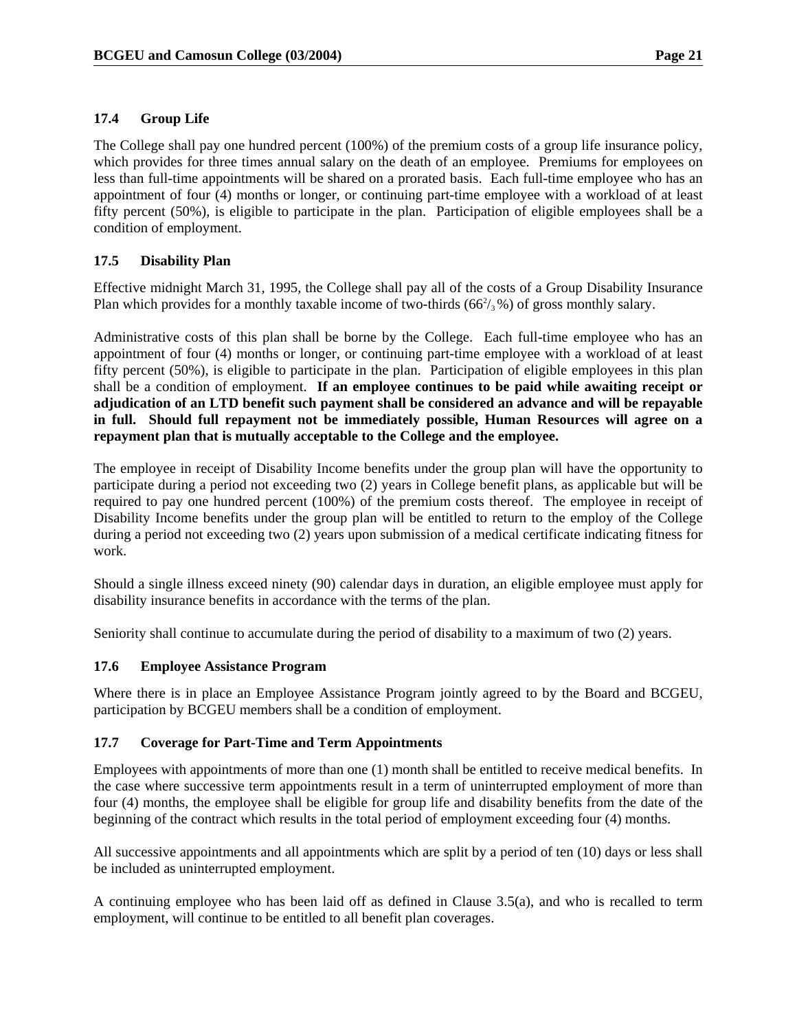### 17.4 Group Life

The College shall pay one hundred percent (100%) of the premium costs of a group life insurance policy, which provides for three times annual salary on the death of an employee. Premiums for employees on less than full-time appointments will be shared on a prorated basis. Each full-time employee who has an appointment of four (4) months or longer, or continuing part-time employee with a workload of at least fifty percent (50%), is eligible to participate in the plan. Participation of eligible employees shall be a condition of employment.

### 17.5 Disability Plan

Effective midnight March 31, 1995, the College shall pay all of the costs of a Group Disability Insurance Plan which provides for a monthly taxable income of two-thirds ($66^2/_3$%) of gross monthly salary.

Administrative costs of this plan shall be borne by the College. Each full-time employee who has an appointment of four (4) months or longer, or continuing part-time employee with a workload of at least fifty percent (50%), is eligible to participate in the plan. Participation of eligible employees in this plan shall be a condition of employment. **If an employee continues to be paid while awaiting receipt or adjudication of an LTD benefit such payment shall be considered an advance and will be repayable in full. Should full repayment not be immediately possible, Human Resources will agree on a repayment plan that is mutually acceptable to the College and the employee.**

The employee in receipt of Disability Income benefits under the group plan will have the opportunity to participate during a period not exceeding two (2) years in College benefit plans, as applicable but will be required to pay one hundred percent (100%) of the premium costs thereof. The employee in receipt of Disability Income benefits under the group plan will be entitled to return to the employ of the College during a period not exceeding two (2) years upon submission of a medical certificate indicating fitness for work.

Should a single illness exceed ninety (90) calendar days in duration, an eligible employee must apply for disability insurance benefits in accordance with the terms of the plan.

Seniority shall continue to accumulate during the period of disability to a maximum of two (2) years.

### 17.6 Employee Assistance Program

Where there is in place an Employee Assistance Program jointly agreed to by the Board and BCGEU, participation by BCGEU members shall be a condition of employment.

### 17.7 Coverage for Part-Time and Term Appointments

Employees with appointments of more than one (1) month shall be entitled to receive medical benefits. In the case where successive term appointments result in a term of uninterrupted employment of more than four (4) months, the employee shall be eligible for group life and disability benefits from the date of the beginning of the contract which results in the total period of employment exceeding four (4) months.

All successive appointments and all appointments which are split by a period of ten (10) days or less shall be included as uninterrupted employment.

A continuing employee who has been laid off as defined in Clause 3.5(a), and who is recalled to term employment, will continue to be entitled to all benefit plan coverages.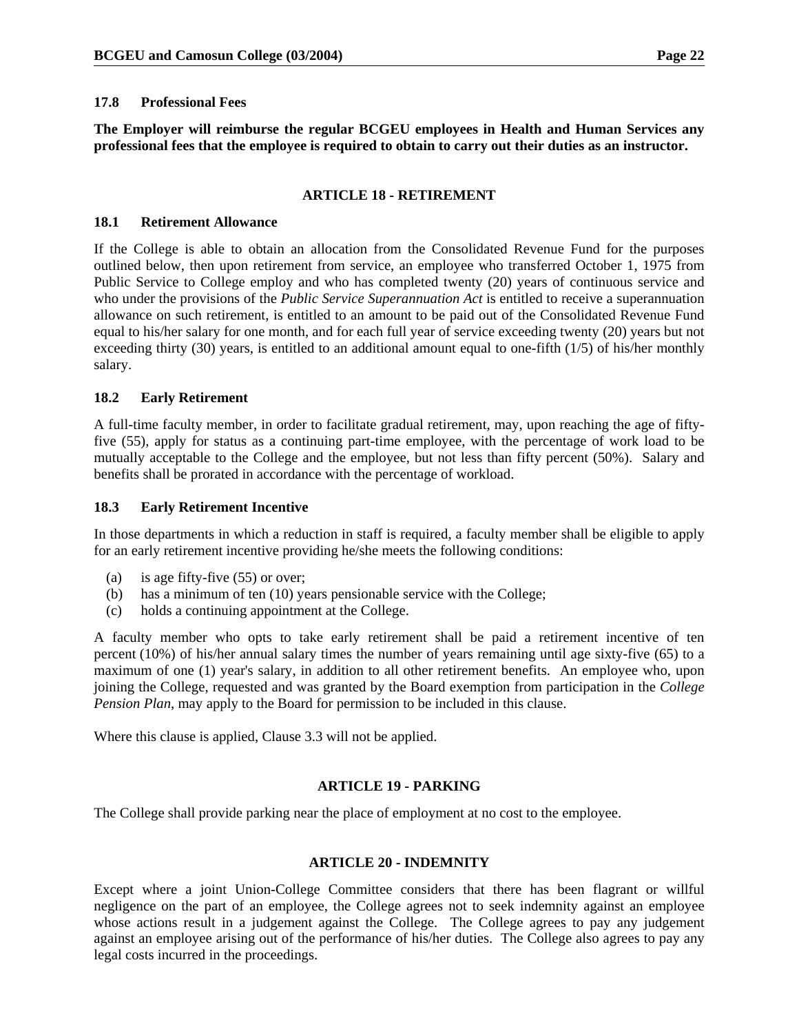### 17.8 Professional Fees

**The Employer will reimburse the regular BCGEU employees in Health and Human Services any professional fees that the employee is required to obtain to carry out their duties as an instructor.**

## ARTICLE 18 - RETIREMENT

### 18.1 Retirement Allowance

If the College is able to obtain an allocation from the Consolidated Revenue Fund for the purposes outlined below, then upon retirement from service, an employee who transferred October 1, 1975 from Public Service to College employ and who has completed twenty (20) years of continuous service and who under the provisions of the *Public Service Superannuation Act* is entitled to receive a superannuation allowance on such retirement, is entitled to an amount to be paid out of the Consolidated Revenue Fund equal to his/her salary for one month, and for each full year of service exceeding twenty (20) years but not exceeding thirty (30) years, is entitled to an additional amount equal to one-fifth (1/5) of his/her monthly salary.

### 18.2 Early Retirement

A full-time faculty member, in order to facilitate gradual retirement, may, upon reaching the age of fifty-five (55), apply for status as a continuing part-time employee, with the percentage of work load to be mutually acceptable to the College and the employee, but not less than fifty percent (50%). Salary and benefits shall be prorated in accordance with the percentage of workload.

### 18.3 Early Retirement Incentive

In those departments in which a reduction in staff is required, a faculty member shall be eligible to apply for an early retirement incentive providing he/she meets the following conditions:

(a) is age fifty-five (55) or over;
(b) has a minimum of ten (10) years pensionable service with the College;
(c) holds a continuing appointment at the College.

A faculty member who opts to take early retirement shall be paid a retirement incentive of ten percent (10%) of his/her annual salary times the number of years remaining until age sixty-five (65) to a maximum of one (1) year's salary, in addition to all other retirement benefits. An employee who, upon joining the College, requested and was granted by the Board exemption from participation in the *College Pension Plan*, may apply to the Board for permission to be included in this clause.

Where this clause is applied, Clause 3.3 will not be applied.

## ARTICLE 19 - PARKING

The College shall provide parking near the place of employment at no cost to the employee.

## ARTICLE 20 - INDEMNITY

Except where a joint Union-College Committee considers that there has been flagrant or willful negligence on the part of an employee, the College agrees not to seek indemnity against an employee whose actions result in a judgement against the College. The College agrees to pay any judgement against an employee arising out of the performance of his/her duties. The College also agrees to pay any legal costs incurred in the proceedings.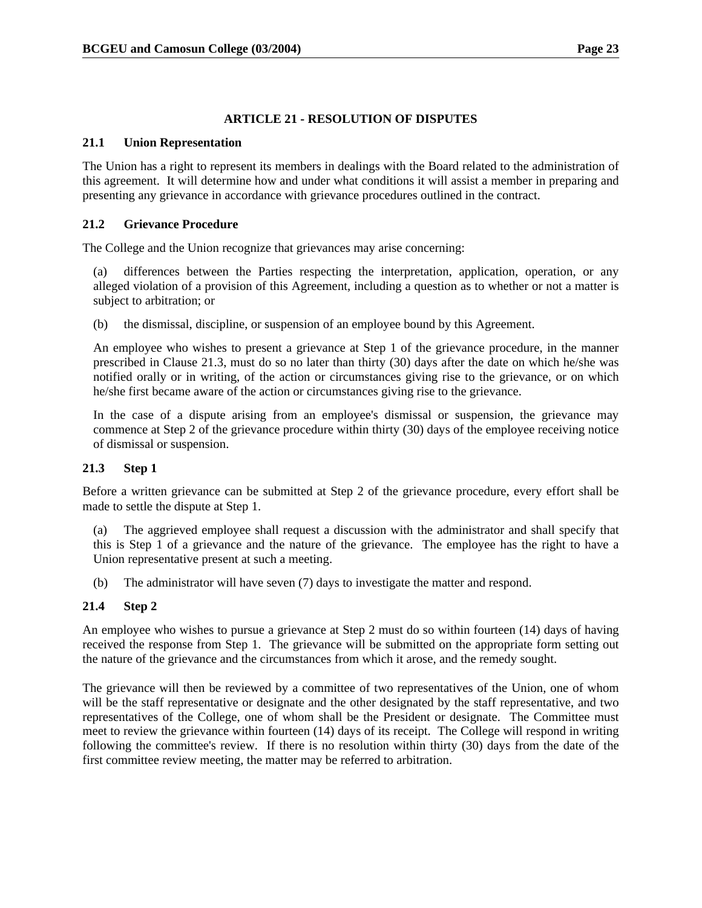## ARTICLE 21 - RESOLUTION OF DISPUTES

### 21.1 Union Representation

The Union has a right to represent its members in dealings with the Board related to the administration of this agreement. It will determine how and under what conditions it will assist a member in preparing and presenting any grievance in accordance with grievance procedures outlined in the contract.

### 21.2 Grievance Procedure

The College and the Union recognize that grievances may arise concerning:

(a) differences between the Parties respecting the interpretation, application, operation, or any alleged violation of a provision of this Agreement, including a question as to whether or not a matter is subject to arbitration; or

(b) the dismissal, discipline, or suspension of an employee bound by this Agreement.

An employee who wishes to present a grievance at Step 1 of the grievance procedure, in the manner prescribed in Clause 21.3, must do so no later than thirty (30) days after the date on which he/she was notified orally or in writing, of the action or circumstances giving rise to the grievance, or on which he/she first became aware of the action or circumstances giving rise to the grievance.

In the case of a dispute arising from an employee's dismissal or suspension, the grievance may commence at Step 2 of the grievance procedure within thirty (30) days of the employee receiving notice of dismissal or suspension.

### 21.3 Step 1

Before a written grievance can be submitted at Step 2 of the grievance procedure, every effort shall be made to settle the dispute at Step 1.

(a) The aggrieved employee shall request a discussion with the administrator and shall specify that this is Step 1 of a grievance and the nature of the grievance. The employee has the right to have a Union representative present at such a meeting.

(b) The administrator will have seven (7) days to investigate the matter and respond.

### 21.4 Step 2

An employee who wishes to pursue a grievance at Step 2 must do so within fourteen (14) days of having received the response from Step 1. The grievance will be submitted on the appropriate form setting out the nature of the grievance and the circumstances from which it arose, and the remedy sought.

The grievance will then be reviewed by a committee of two representatives of the Union, one of whom will be the staff representative or designate and the other designated by the staff representative, and two representatives of the College, one of whom shall be the President or designate. The Committee must meet to review the grievance within fourteen (14) days of its receipt. The College will respond in writing following the committee's review. If there is no resolution within thirty (30) days from the date of the first committee review meeting, the matter may be referred to arbitration.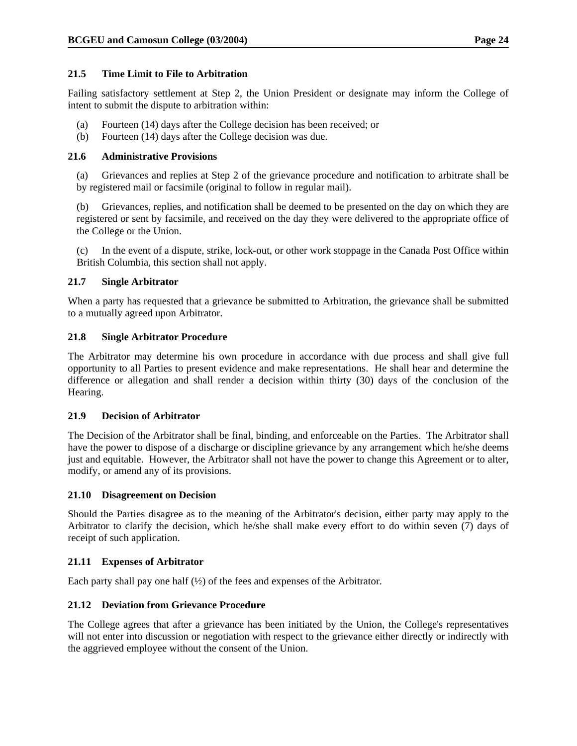### 21.5 Time Limit to File to Arbitration

Failing satisfactory settlement at Step 2, the Union President or designate may inform the College of intent to submit the dispute to arbitration within:

(a) Fourteen (14) days after the College decision has been received; or
(b) Fourteen (14) days after the College decision was due.

### 21.6 Administrative Provisions

(a) Grievances and replies at Step 2 of the grievance procedure and notification to arbitrate shall be by registered mail or facsimile (original to follow in regular mail).

(b) Grievances, replies, and notification shall be deemed to be presented on the day on which they are registered or sent by facsimile, and received on the day they were delivered to the appropriate office of the College or the Union.

(c) In the event of a dispute, strike, lock-out, or other work stoppage in the Canada Post Office within British Columbia, this section shall not apply.

### 21.7 Single Arbitrator

When a party has requested that a grievance be submitted to Arbitration, the grievance shall be submitted to a mutually agreed upon Arbitrator.

### 21.8 Single Arbitrator Procedure

The Arbitrator may determine his own procedure in accordance with due process and shall give full opportunity to all Parties to present evidence and make representations. He shall hear and determine the difference or allegation and shall render a decision within thirty (30) days of the conclusion of the Hearing.

### 21.9 Decision of Arbitrator

The Decision of the Arbitrator shall be final, binding, and enforceable on the Parties. The Arbitrator shall have the power to dispose of a discharge or discipline grievance by any arrangement which he/she deems just and equitable. However, the Arbitrator shall not have the power to change this Agreement or to alter, modify, or amend any of its provisions.

### 21.10 Disagreement on Decision

Should the Parties disagree as to the meaning of the Arbitrator's decision, either party may apply to the Arbitrator to clarify the decision, which he/she shall make every effort to do within seven (7) days of receipt of such application.

### 21.11 Expenses of Arbitrator

Each party shall pay one half (½) of the fees and expenses of the Arbitrator.

### 21.12 Deviation from Grievance Procedure

The College agrees that after a grievance has been initiated by the Union, the College's representatives will not enter into discussion or negotiation with respect to the grievance either directly or indirectly with the aggrieved employee without the consent of the Union.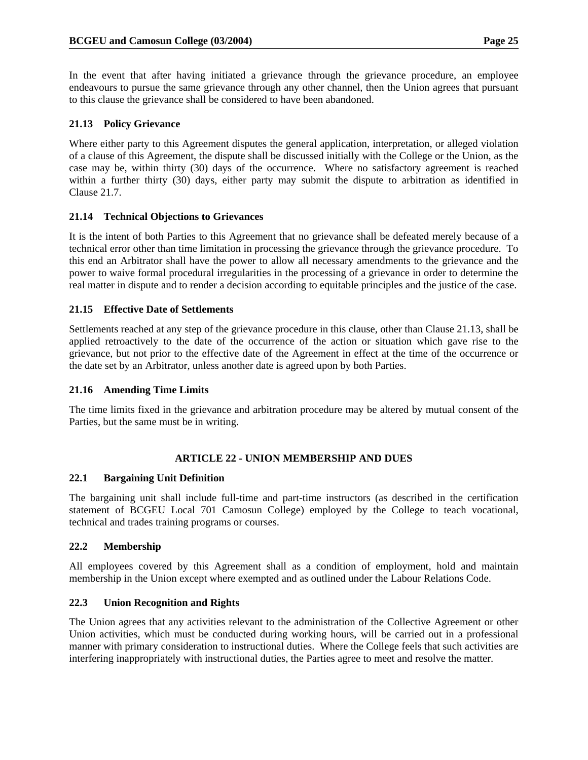In the event that after having initiated a grievance through the grievance procedure, an employee endeavours to pursue the same grievance through any other channel, then the Union agrees that pursuant to this clause the grievance shall be considered to have been abandoned.

### 21.13 Policy Grievance

Where either party to this Agreement disputes the general application, interpretation, or alleged violation of a clause of this Agreement, the dispute shall be discussed initially with the College or the Union, as the case may be, within thirty (30) days of the occurrence. Where no satisfactory agreement is reached within a further thirty (30) days, either party may submit the dispute to arbitration as identified in Clause 21.7.

### 21.14 Technical Objections to Grievances

It is the intent of both Parties to this Agreement that no grievance shall be defeated merely because of a technical error other than time limitation in processing the grievance through the grievance procedure. To this end an Arbitrator shall have the power to allow all necessary amendments to the grievance and the power to waive formal procedural irregularities in the processing of a grievance in order to determine the real matter in dispute and to render a decision according to equitable principles and the justice of the case.

### 21.15 Effective Date of Settlements

Settlements reached at any step of the grievance procedure in this clause, other than Clause 21.13, shall be applied retroactively to the date of the occurrence of the action or situation which gave rise to the grievance, but not prior to the effective date of the Agreement in effect at the time of the occurrence or the date set by an Arbitrator, unless another date is agreed upon by both Parties.

### 21.16 Amending Time Limits

The time limits fixed in the grievance and arbitration procedure may be altered by mutual consent of the Parties, but the same must be in writing.

## ARTICLE 22 - UNION MEMBERSHIP AND DUES

### 22.1 Bargaining Unit Definition

The bargaining unit shall include full-time and part-time instructors (as described in the certification statement of BCGEU Local 701 Camosun College) employed by the College to teach vocational, technical and trades training programs or courses.

### 22.2 Membership

All employees covered by this Agreement shall as a condition of employment, hold and maintain membership in the Union except where exempted and as outlined under the Labour Relations Code.

### 22.3 Union Recognition and Rights

The Union agrees that any activities relevant to the administration of the Collective Agreement or other Union activities, which must be conducted during working hours, will be carried out in a professional manner with primary consideration to instructional duties. Where the College feels that such activities are interfering inappropriately with instructional duties, the Parties agree to meet and resolve the matter.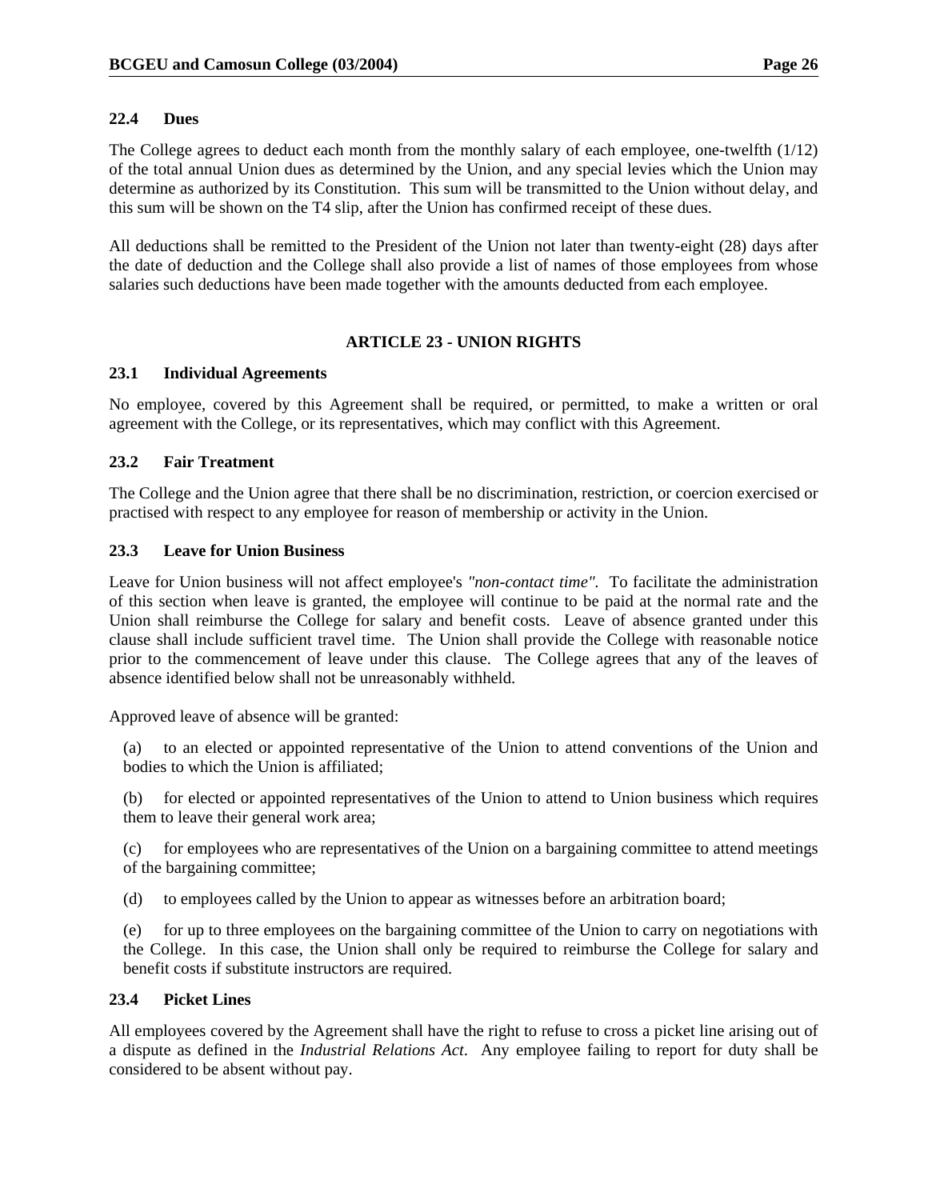### 22.4 Dues

The College agrees to deduct each month from the monthly salary of each employee, one-twelfth (1/12) of the total annual Union dues as determined by the Union, and any special levies which the Union may determine as authorized by its Constitution. This sum will be transmitted to the Union without delay, and this sum will be shown on the T4 slip, after the Union has confirmed receipt of these dues.

All deductions shall be remitted to the President of the Union not later than twenty-eight (28) days after the date of deduction and the College shall also provide a list of names of those employees from whose salaries such deductions have been made together with the amounts deducted from each employee.

## ARTICLE 23 - UNION RIGHTS

### 23.1 Individual Agreements

No employee, covered by this Agreement shall be required, or permitted, to make a written or oral agreement with the College, or its representatives, which may conflict with this Agreement.

### 23.2 Fair Treatment

The College and the Union agree that there shall be no discrimination, restriction, or coercion exercised or practised with respect to any employee for reason of membership or activity in the Union.

### 23.3 Leave for Union Business

Leave for Union business will not affect employee's *"non-contact time"*. To facilitate the administration of this section when leave is granted, the employee will continue to be paid at the normal rate and the Union shall reimburse the College for salary and benefit costs. Leave of absence granted under this clause shall include sufficient travel time. The Union shall provide the College with reasonable notice prior to the commencement of leave under this clause. The College agrees that any of the leaves of absence identified below shall not be unreasonably withheld.

Approved leave of absence will be granted:

(a) to an elected or appointed representative of the Union to attend conventions of the Union and bodies to which the Union is affiliated;

(b) for elected or appointed representatives of the Union to attend to Union business which requires them to leave their general work area;

(c) for employees who are representatives of the Union on a bargaining committee to attend meetings of the bargaining committee;

(d) to employees called by the Union to appear as witnesses before an arbitration board;

(e) for up to three employees on the bargaining committee of the Union to carry on negotiations with the College. In this case, the Union shall only be required to reimburse the College for salary and benefit costs if substitute instructors are required.

### 23.4 Picket Lines

All employees covered by the Agreement shall have the right to refuse to cross a picket line arising out of a dispute as defined in the *Industrial Relations Act*. Any employee failing to report for duty shall be considered to be absent without pay.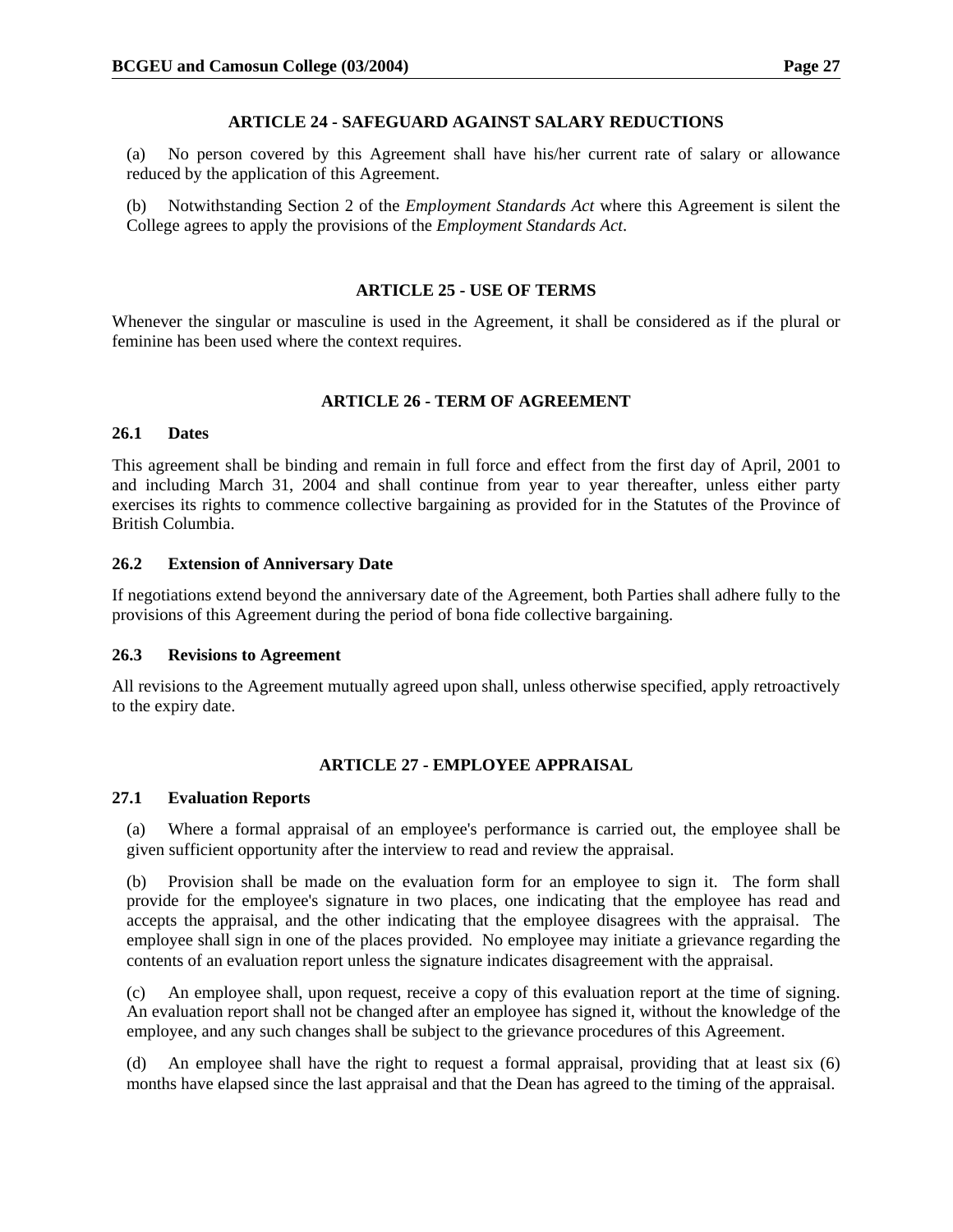## ARTICLE 24 - SAFEGUARD AGAINST SALARY REDUCTIONS

(a) No person covered by this Agreement shall have his/her current rate of salary or allowance reduced by the application of this Agreement.

(b) Notwithstanding Section 2 of the *Employment Standards Act* where this Agreement is silent the College agrees to apply the provisions of the *Employment Standards Act*.

## ARTICLE 25 - USE OF TERMS

Whenever the singular or masculine is used in the Agreement, it shall be considered as if the plural or feminine has been used where the context requires.

## ARTICLE 26 - TERM OF AGREEMENT

### 26.1 Dates

This agreement shall be binding and remain in full force and effect from the first day of April, 2001 to and including March 31, 2004 and shall continue from year to year thereafter, unless either party exercises its rights to commence collective bargaining as provided for in the Statutes of the Province of British Columbia.

### 26.2 Extension of Anniversary Date

If negotiations extend beyond the anniversary date of the Agreement, both Parties shall adhere fully to the provisions of this Agreement during the period of bona fide collective bargaining.

### 26.3 Revisions to Agreement

All revisions to the Agreement mutually agreed upon shall, unless otherwise specified, apply retroactively to the expiry date.

## ARTICLE 27 - EMPLOYEE APPRAISAL

### 27.1 Evaluation Reports

(a) Where a formal appraisal of an employee's performance is carried out, the employee shall be given sufficient opportunity after the interview to read and review the appraisal.

(b) Provision shall be made on the evaluation form for an employee to sign it. The form shall provide for the employee's signature in two places, one indicating that the employee has read and accepts the appraisal, and the other indicating that the employee disagrees with the appraisal. The employee shall sign in one of the places provided. No employee may initiate a grievance regarding the contents of an evaluation report unless the signature indicates disagreement with the appraisal.

(c) An employee shall, upon request, receive a copy of this evaluation report at the time of signing. An evaluation report shall not be changed after an employee has signed it, without the knowledge of the employee, and any such changes shall be subject to the grievance procedures of this Agreement.

(d) An employee shall have the right to request a formal appraisal, providing that at least six (6) months have elapsed since the last appraisal and that the Dean has agreed to the timing of the appraisal.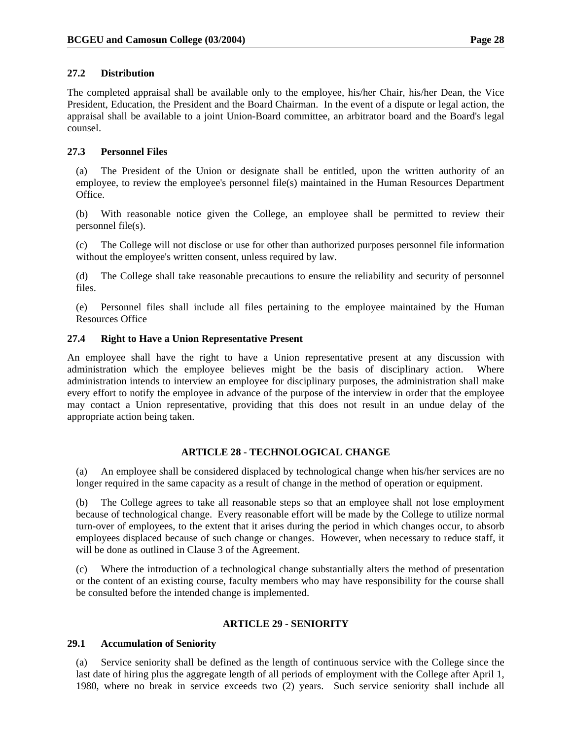### 27.2 Distribution

The completed appraisal shall be available only to the employee, his/her Chair, his/her Dean, the Vice President, Education, the President and the Board Chairman. In the event of a dispute or legal action, the appraisal shall be available to a joint Union-Board committee, an arbitrator board and the Board's legal counsel.

### 27.3 Personnel Files

(a) The President of the Union or designate shall be entitled, upon the written authority of an employee, to review the employee's personnel file(s) maintained in the Human Resources Department Office.

(b) With reasonable notice given the College, an employee shall be permitted to review their personnel file(s).

(c) The College will not disclose or use for other than authorized purposes personnel file information without the employee's written consent, unless required by law.

(d) The College shall take reasonable precautions to ensure the reliability and security of personnel files.

(e) Personnel files shall include all files pertaining to the employee maintained by the Human Resources Office

### 27.4 Right to Have a Union Representative Present

An employee shall have the right to have a Union representative present at any discussion with administration which the employee believes might be the basis of disciplinary action. Where administration intends to interview an employee for disciplinary purposes, the administration shall make every effort to notify the employee in advance of the purpose of the interview in order that the employee may contact a Union representative, providing that this does not result in an undue delay of the appropriate action being taken.

## ARTICLE 28 - TECHNOLOGICAL CHANGE

(a) An employee shall be considered displaced by technological change when his/her services are no longer required in the same capacity as a result of change in the method of operation or equipment.

(b) The College agrees to take all reasonable steps so that an employee shall not lose employment because of technological change. Every reasonable effort will be made by the College to utilize normal turn-over of employees, to the extent that it arises during the period in which changes occur, to absorb employees displaced because of such change or changes. However, when necessary to reduce staff, it will be done as outlined in Clause 3 of the Agreement.

(c) Where the introduction of a technological change substantially alters the method of presentation or the content of an existing course, faculty members who may have responsibility for the course shall be consulted before the intended change is implemented.

## ARTICLE 29 - SENIORITY

### 29.1 Accumulation of Seniority

(a) Service seniority shall be defined as the length of continuous service with the College since the last date of hiring plus the aggregate length of all periods of employment with the College after April 1, 1980, where no break in service exceeds two (2) years. Such service seniority shall include all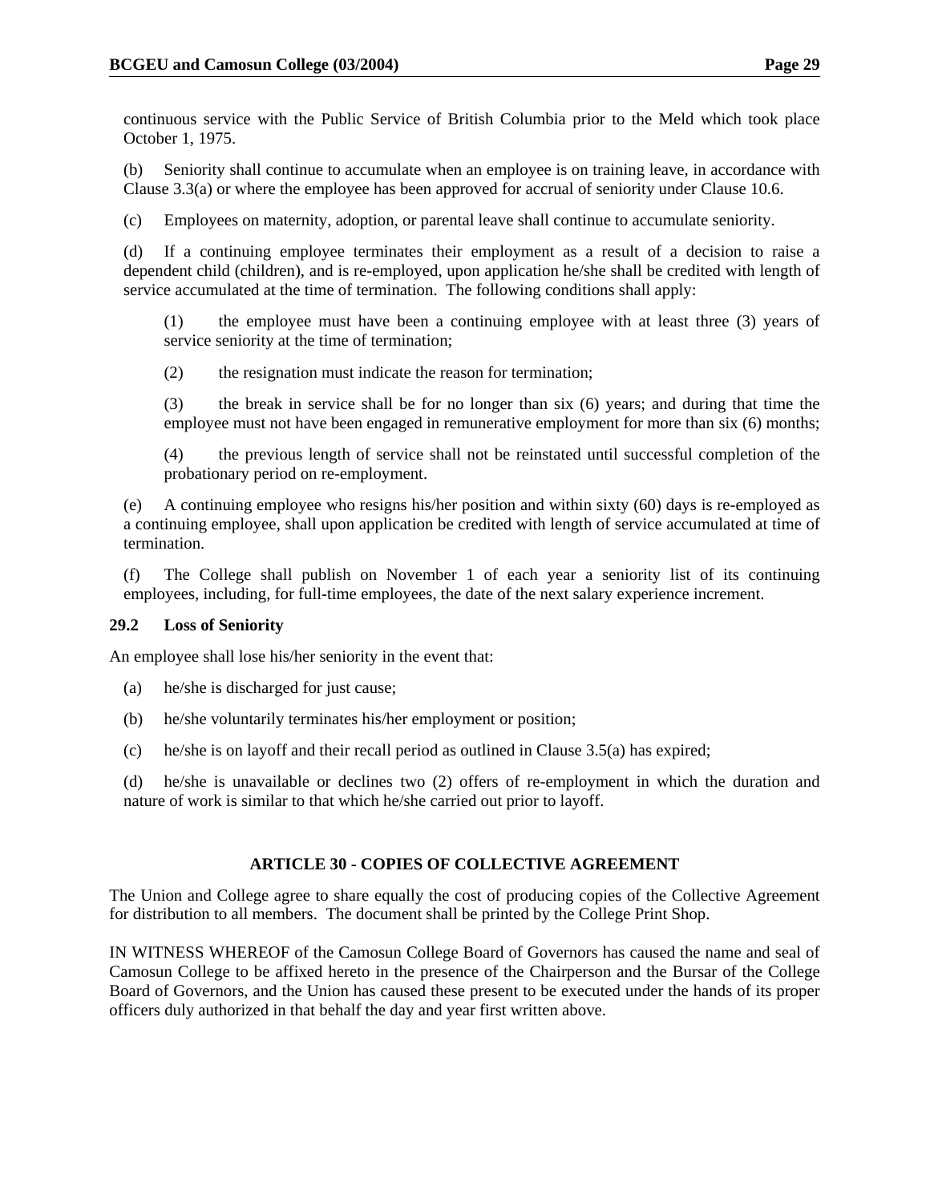continuous service with the Public Service of British Columbia prior to the Meld which took place October 1, 1975.

(b) Seniority shall continue to accumulate when an employee is on training leave, in accordance with Clause 3.3(a) or where the employee has been approved for accrual of seniority under Clause 10.6.

(c) Employees on maternity, adoption, or parental leave shall continue to accumulate seniority.

(d) If a continuing employee terminates their employment as a result of a decision to raise a dependent child (children), and is re-employed, upon application he/she shall be credited with length of service accumulated at the time of termination. The following conditions shall apply:

(1) the employee must have been a continuing employee with at least three (3) years of service seniority at the time of termination;

(2) the resignation must indicate the reason for termination;

(3) the break in service shall be for no longer than six (6) years; and during that time the employee must not have been engaged in remunerative employment for more than six (6) months;

(4) the previous length of service shall not be reinstated until successful completion of the probationary period on re-employment.

(e) A continuing employee who resigns his/her position and within sixty (60) days is re-employed as a continuing employee, shall upon application be credited with length of service accumulated at time of termination.

(f) The College shall publish on November 1 of each year a seniority list of its continuing employees, including, for full-time employees, the date of the next salary experience increment.

### 29.2 Loss of Seniority

An employee shall lose his/her seniority in the event that:

(a) he/she is discharged for just cause;

(b) he/she voluntarily terminates his/her employment or position;

(c) he/she is on layoff and their recall period as outlined in Clause 3.5(a) has expired;

(d) he/she is unavailable or declines two (2) offers of re-employment in which the duration and nature of work is similar to that which he/she carried out prior to layoff.

## ARTICLE 30 - COPIES OF COLLECTIVE AGREEMENT

The Union and College agree to share equally the cost of producing copies of the Collective Agreement for distribution to all members. The document shall be printed by the College Print Shop.

IN WITNESS WHEREOF of the Camosun College Board of Governors has caused the name and seal of Camosun College to be affixed hereto in the presence of the Chairperson and the Bursar of the College Board of Governors, and the Union has caused these present to be executed under the hands of its proper officers duly authorized in that behalf the day and year first written above.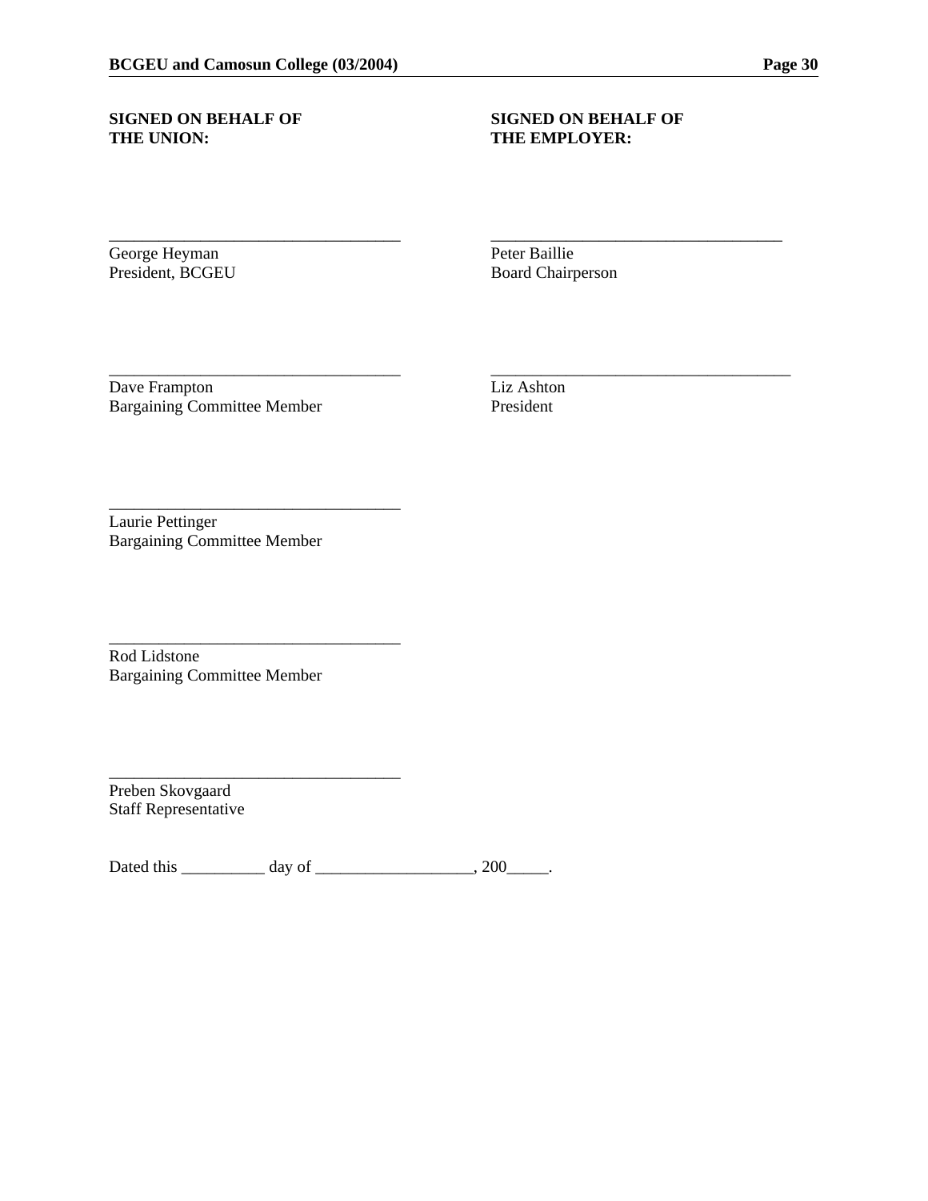**SIGNED ON BEHALF OF THE UNION:**

\_\_\_\_\_\_\_\_\_\_\_\_\_\_\_\_\_\_\_\_\_\_\_\_\_\_\_\_\_\_\_\_\_\_\_
George Heyman
President, BCGEU

\_\_\_\_\_\_\_\_\_\_\_\_\_\_\_\_\_\_\_\_\_\_\_\_\_\_\_\_\_\_\_\_\_\_\_
Dave Frampton
Bargaining Committee Member

\_\_\_\_\_\_\_\_\_\_\_\_\_\_\_\_\_\_\_\_\_\_\_\_\_\_\_\_\_\_\_\_\_\_\_
Laurie Pettinger
Bargaining Committee Member

\_\_\_\_\_\_\_\_\_\_\_\_\_\_\_\_\_\_\_\_\_\_\_\_\_\_\_\_\_\_\_\_\_\_\_
Rod Lidstone
Bargaining Committee Member

\_\_\_\_\_\_\_\_\_\_\_\_\_\_\_\_\_\_\_\_\_\_\_\_\_\_\_\_\_\_\_\_\_\_\_
Preben Skovgaard
Staff Representative

**SIGNED ON BEHALF OF THE EMPLOYER:**

\_\_\_\_\_\_\_\_\_\_\_\_\_\_\_\_\_\_\_\_\_\_\_\_\_\_\_\_\_\_\_\_\_\_\_
Peter Baillie
Board Chairperson

\_\_\_\_\_\_\_\_\_\_\_\_\_\_\_\_\_\_\_\_\_\_\_\_\_\_\_\_\_\_\_\_\_\_\_
Liz Ashton
President

Dated this \_\_\_\_\_\_\_\_\_\_ day of \_\_\_\_\_\_\_\_\_\_\_\_\_\_\_\_\_\_\_, 200\_\_\_\_\_.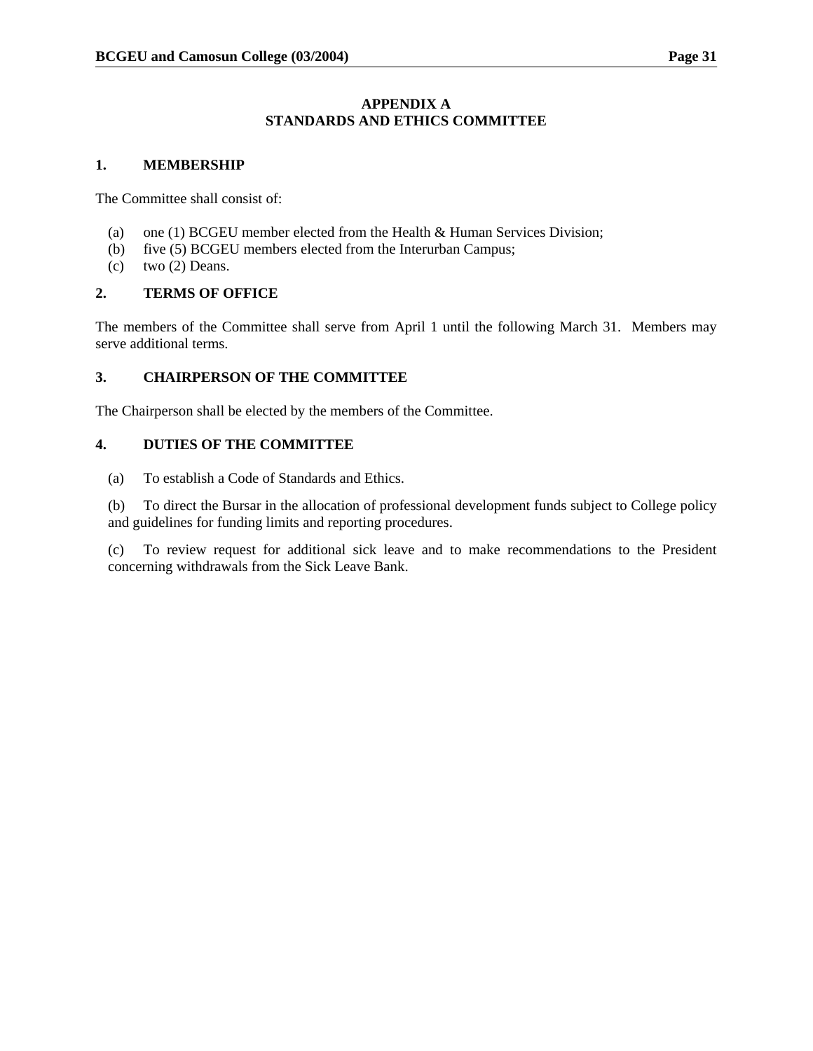# APPENDIX A
# STANDARDS AND ETHICS COMMITTEE

## 1. MEMBERSHIP

The Committee shall consist of:

(a) one (1) BCGEU member elected from the Health & Human Services Division;
(b) five (5) BCGEU members elected from the Interurban Campus;
(c) two (2) Deans.

## 2. TERMS OF OFFICE

The members of the Committee shall serve from April 1 until the following March 31. Members may serve additional terms.

## 3. CHAIRPERSON OF THE COMMITTEE

The Chairperson shall be elected by the members of the Committee.

## 4. DUTIES OF THE COMMITTEE

(a) To establish a Code of Standards and Ethics.

(b) To direct the Bursar in the allocation of professional development funds subject to College policy and guidelines for funding limits and reporting procedures.

(c) To review request for additional sick leave and to make recommendations to the President concerning withdrawals from the Sick Leave Bank.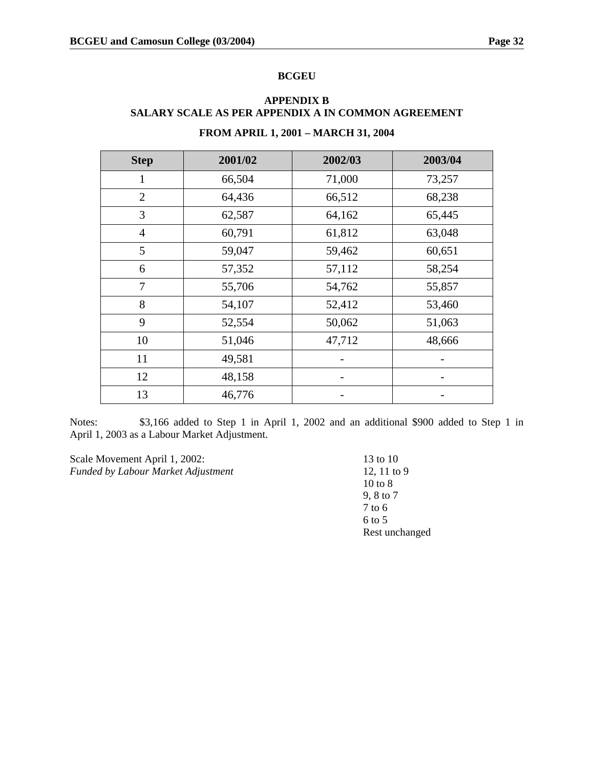**BCGEU**

**APPENDIX B**
**SALARY SCALE AS PER APPENDIX A IN COMMON AGREEMENT**

**FROM APRIL 1, 2001 – MARCH 31, 2004**

| Step | 2001/02 | 2002/03 | 2003/04 |
|---|---|---|---|
| 1 | 66,504 | 71,000 | 73,257 |
| 2 | 64,436 | 66,512 | 68,238 |
| 3 | 62,587 | 64,162 | 65,445 |
| 4 | 60,791 | 61,812 | 63,048 |
| 5 | 59,047 | 59,462 | 60,651 |
| 6 | 57,352 | 57,112 | 58,254 |
| 7 | 55,706 | 54,762 | 55,857 |
| 8 | 54,107 | 52,412 | 53,460 |
| 9 | 52,554 | 50,062 | 51,063 |
| 10 | 51,046 | 47,712 | 48,666 |
| 11 | 49,581 | - | - |
| 12 | 48,158 | - | - |
| 13 | 46,776 | - | - |

Notes: $3,166 added to Step 1 in April 1, 2002 and an additional $900 added to Step 1 in April 1, 2003 as a Labour Market Adjustment.

Scale Movement April 1, 2002:
*Funded by Labour Market Adjustment*

13 to 10
12, 11 to 9
10 to 8
9, 8 to 7
7 to 6
6 to 5
Rest unchanged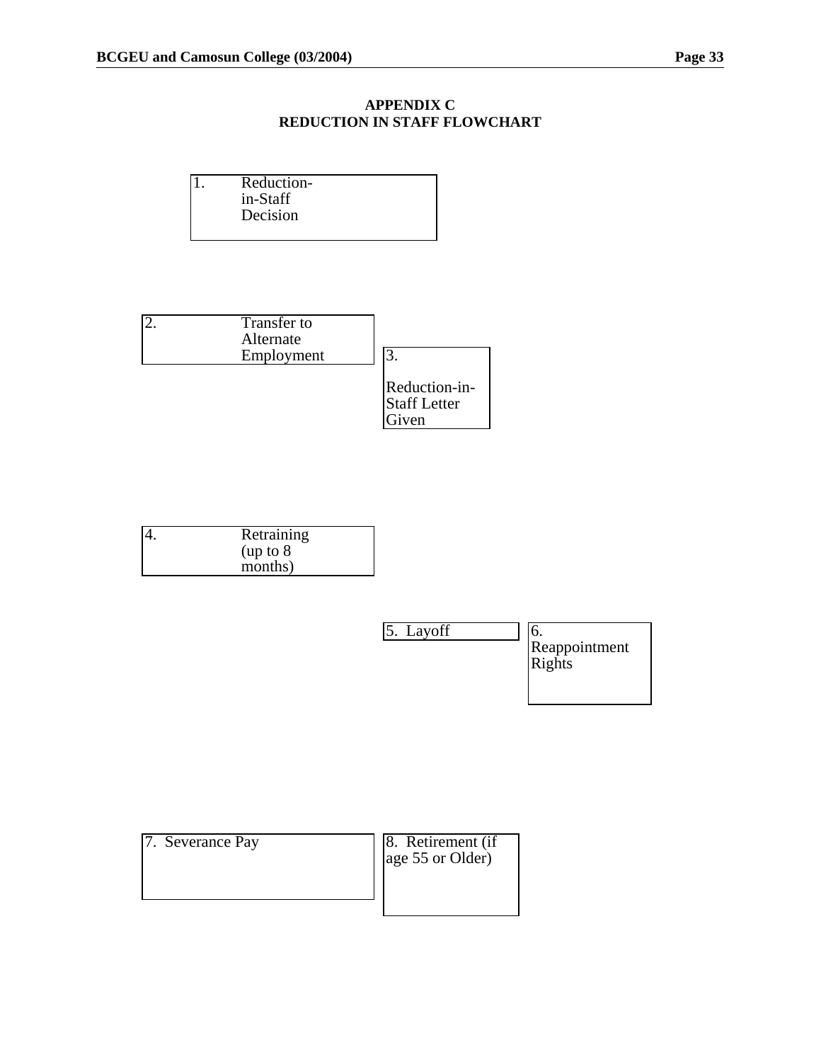## APPENDIX C
## REDUCTION IN STAFF FLOWCHART

1. Reduction-in-Staff Decision

2. Transfer to Alternate Employment

3. Reduction-in-Staff Letter Given

4. Retraining (up to 8 months)

5. Layoff

6. Reappointment Rights

7. Severance Pay

8. Retirement (if age 55 or Older)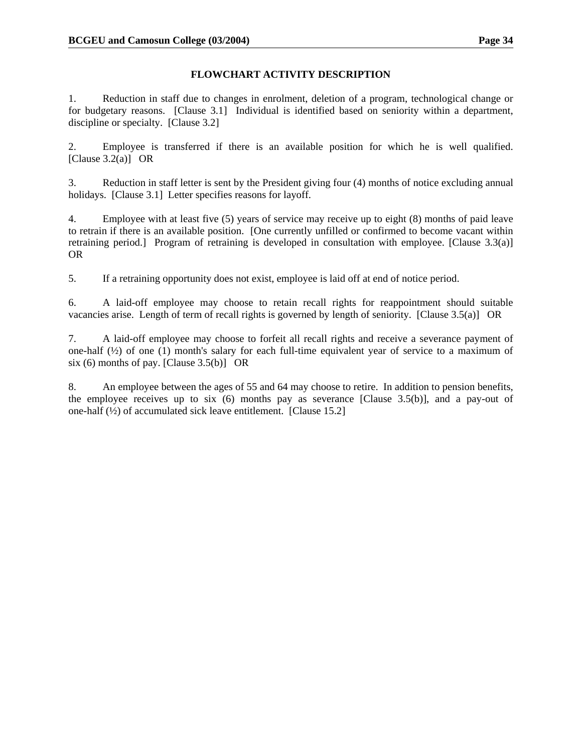## FLOWCHART ACTIVITY DESCRIPTION

1. Reduction in staff due to changes in enrolment, deletion of a program, technological change or for budgetary reasons. [Clause 3.1] Individual is identified based on seniority within a department, discipline or specialty. [Clause 3.2]

2. Employee is transferred if there is an available position for which he is well qualified. [Clause 3.2(a)] OR

3. Reduction in staff letter is sent by the President giving four (4) months of notice excluding annual holidays. [Clause 3.1] Letter specifies reasons for layoff.

4. Employee with at least five (5) years of service may receive up to eight (8) months of paid leave to retrain if there is an available position. [One currently unfilled or confirmed to become vacant within retraining period.] Program of retraining is developed in consultation with employee. [Clause 3.3(a)] OR

5. If a retraining opportunity does not exist, employee is laid off at end of notice period.

6. A laid-off employee may choose to retain recall rights for reappointment should suitable vacancies arise. Length of term of recall rights is governed by length of seniority. [Clause 3.5(a)] OR

7. A laid-off employee may choose to forfeit all recall rights and receive a severance payment of one-half (½) of one (1) month's salary for each full-time equivalent year of service to a maximum of six (6) months of pay. [Clause 3.5(b)] OR

8. An employee between the ages of 55 and 64 may choose to retire. In addition to pension benefits, the employee receives up to six (6) months pay as severance [Clause 3.5(b)], and a pay-out of one-half (½) of accumulated sick leave entitlement. [Clause 15.2]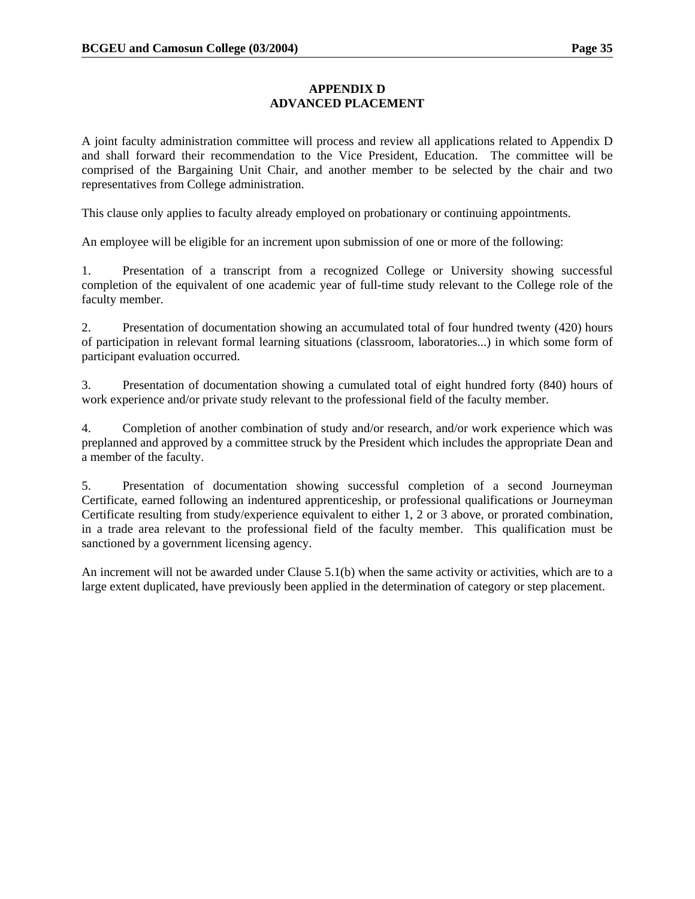# APPENDIX D
# ADVANCED PLACEMENT

A joint faculty administration committee will process and review all applications related to Appendix D and shall forward their recommendation to the Vice President, Education. The committee will be comprised of the Bargaining Unit Chair, and another member to be selected by the chair and two representatives from College administration.

This clause only applies to faculty already employed on probationary or continuing appointments.

An employee will be eligible for an increment upon submission of one or more of the following:

1. Presentation of a transcript from a recognized College or University showing successful completion of the equivalent of one academic year of full-time study relevant to the College role of the faculty member.

2. Presentation of documentation showing an accumulated total of four hundred twenty (420) hours of participation in relevant formal learning situations (classroom, laboratories...) in which some form of participant evaluation occurred.

3. Presentation of documentation showing a cumulated total of eight hundred forty (840) hours of work experience and/or private study relevant to the professional field of the faculty member.

4. Completion of another combination of study and/or research, and/or work experience which was preplanned and approved by a committee struck by the President which includes the appropriate Dean and a member of the faculty.

5. Presentation of documentation showing successful completion of a second Journeyman Certificate, earned following an indentured apprenticeship, or professional qualifications or Journeyman Certificate resulting from study/experience equivalent to either 1, 2 or 3 above, or prorated combination, in a trade area relevant to the professional field of the faculty member. This qualification must be sanctioned by a government licensing agency.

An increment will not be awarded under Clause 5.1(b) when the same activity or activities, which are to a large extent duplicated, have previously been applied in the determination of category or step placement.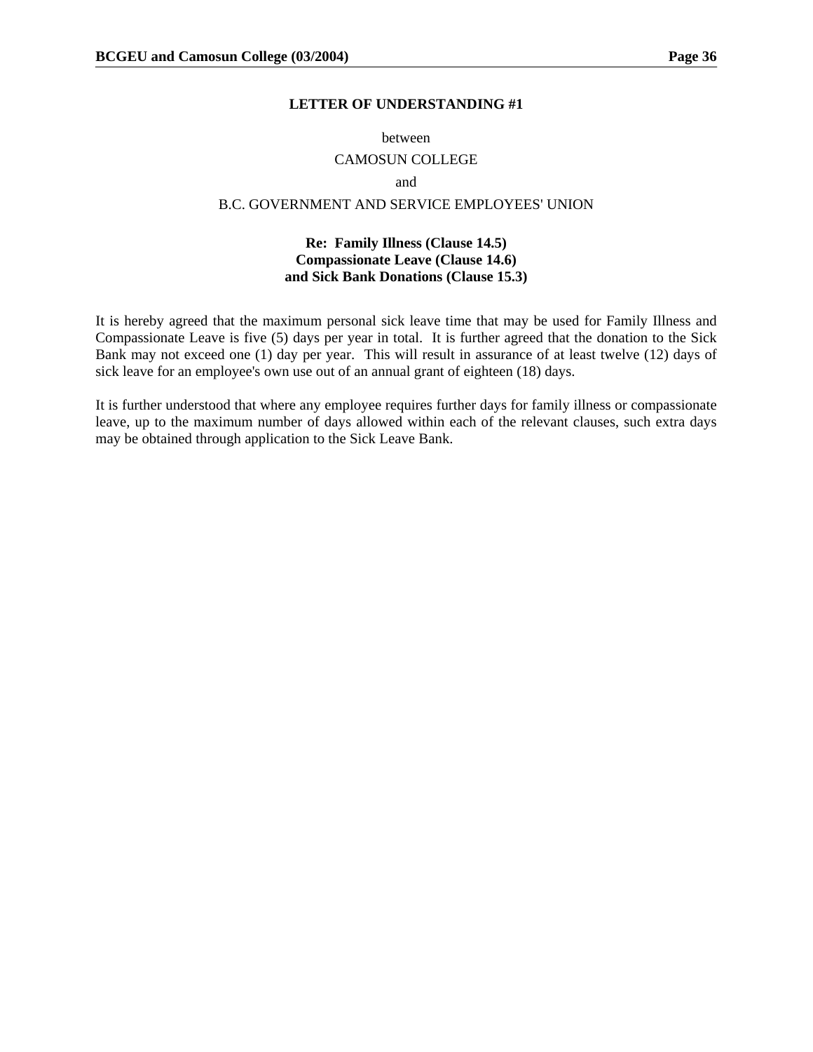## LETTER OF UNDERSTANDING #1

between

CAMOSUN COLLEGE

and

B.C. GOVERNMENT AND SERVICE EMPLOYEES' UNION

**Re: Family Illness (Clause 14.5)**
**Compassionate Leave (Clause 14.6)**
**and Sick Bank Donations (Clause 15.3)**

It is hereby agreed that the maximum personal sick leave time that may be used for Family Illness and Compassionate Leave is five (5) days per year in total. It is further agreed that the donation to the Sick Bank may not exceed one (1) day per year. This will result in assurance of at least twelve (12) days of sick leave for an employee's own use out of an annual grant of eighteen (18) days.

It is further understood that where any employee requires further days for family illness or compassionate leave, up to the maximum number of days allowed within each of the relevant clauses, such extra days may be obtained through application to the Sick Leave Bank.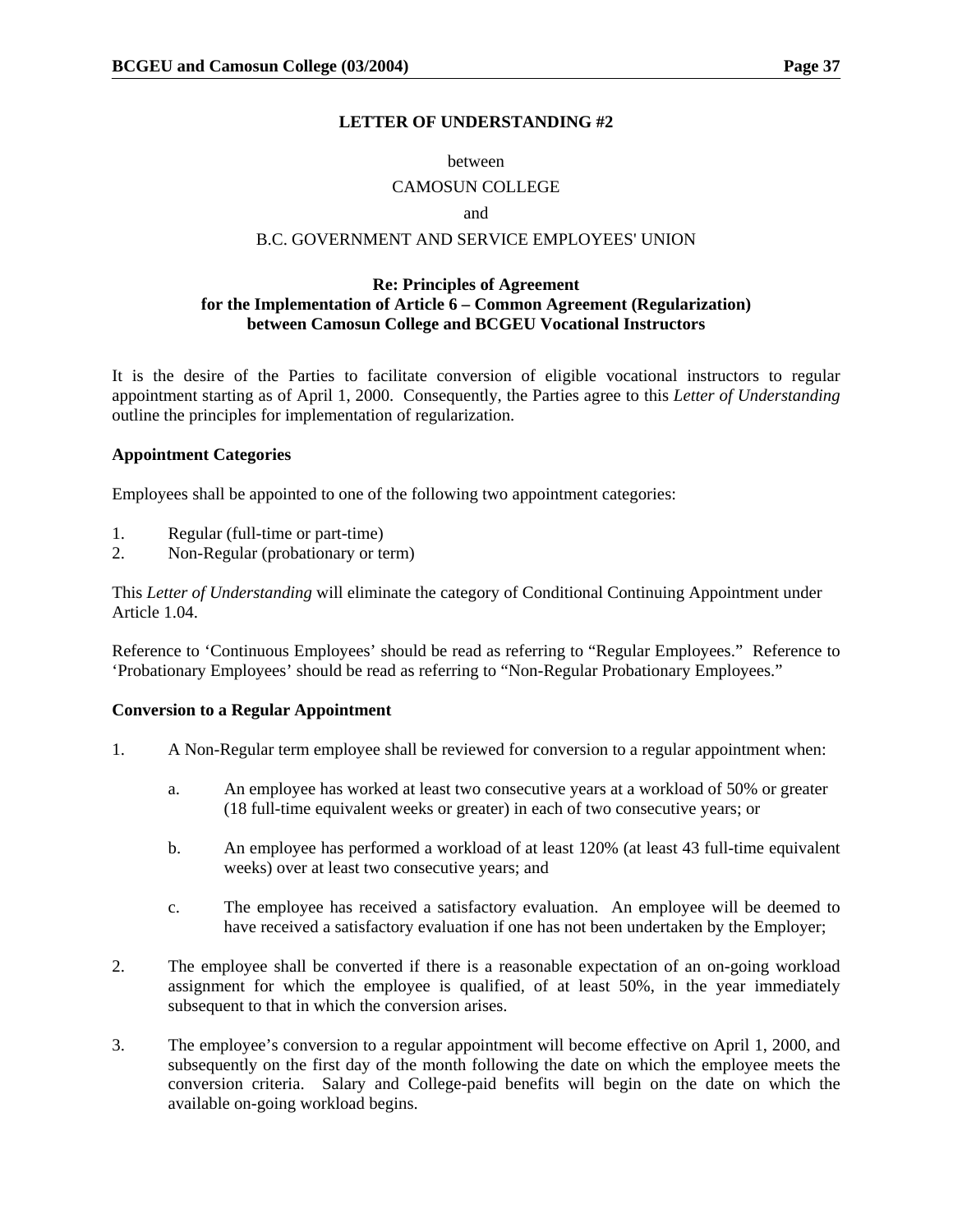## LETTER OF UNDERSTANDING #2

between

CAMOSUN COLLEGE

and

B.C. GOVERNMENT AND SERVICE EMPLOYEES' UNION

### Re: Principles of Agreement for the Implementation of Article 6 – Common Agreement (Regularization) between Camosun College and BCGEU Vocational Instructors

It is the desire of the Parties to facilitate conversion of eligible vocational instructors to regular appointment starting as of April 1, 2000. Consequently, the Parties agree to this *Letter of Understanding* outline the principles for implementation of regularization.

**Appointment Categories**

Employees shall be appointed to one of the following two appointment categories:

1. Regular (full-time or part-time)
2. Non-Regular (probationary or term)

This *Letter of Understanding* will eliminate the category of Conditional Continuing Appointment under Article 1.04.

Reference to 'Continuous Employees' should be read as referring to "Regular Employees." Reference to 'Probationary Employees' should be read as referring to "Non-Regular Probationary Employees."

**Conversion to a Regular Appointment**

1. A Non-Regular term employee shall be reviewed for conversion to a regular appointment when:

   a. An employee has worked at least two consecutive years at a workload of 50% or greater (18 full-time equivalent weeks or greater) in each of two consecutive years; or

   b. An employee has performed a workload of at least 120% (at least 43 full-time equivalent weeks) over at least two consecutive years; and

   c. The employee has received a satisfactory evaluation. An employee will be deemed to have received a satisfactory evaluation if one has not been undertaken by the Employer;

2. The employee shall be converted if there is a reasonable expectation of an on-going workload assignment for which the employee is qualified, of at least 50%, in the year immediately subsequent to that in which the conversion arises.

3. The employee's conversion to a regular appointment will become effective on April 1, 2000, and subsequently on the first day of the month following the date on which the employee meets the conversion criteria. Salary and College-paid benefits will begin on the date on which the available on-going workload begins.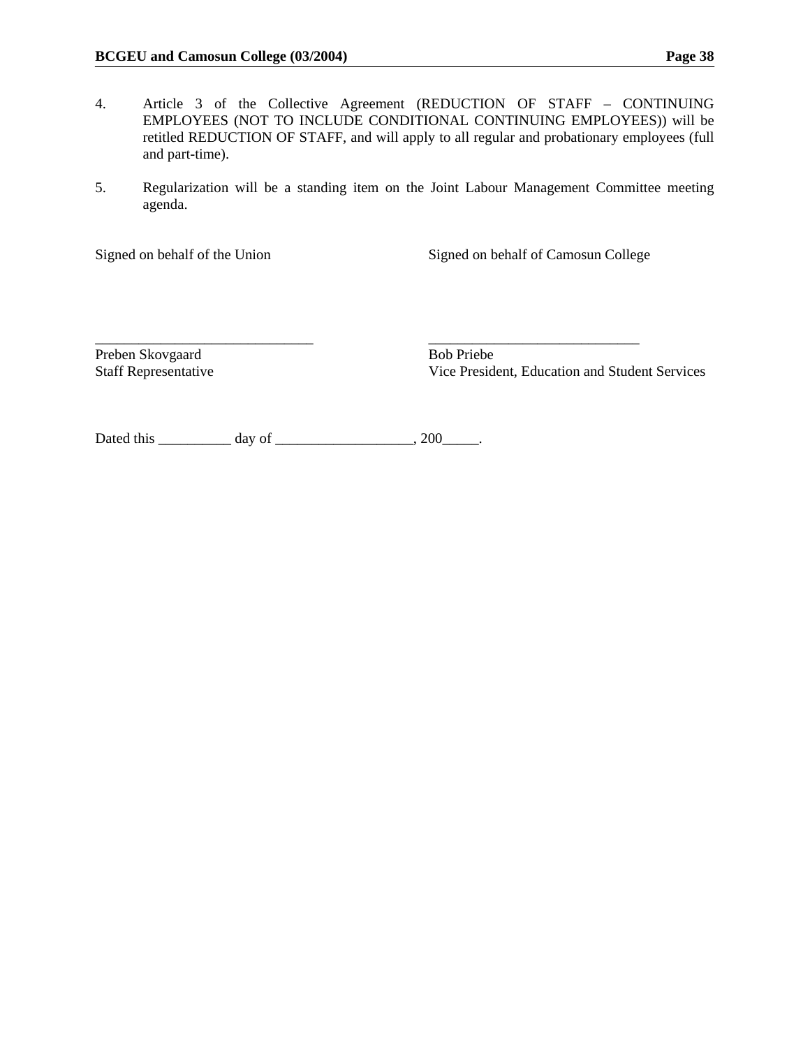4. Article 3 of the Collective Agreement (REDUCTION OF STAFF – CONTINUING EMPLOYEES (NOT TO INCLUDE CONDITIONAL CONTINUING EMPLOYEES)) will be retitled REDUCTION OF STAFF, and will apply to all regular and probationary employees (full and part-time).

5. Regularization will be a standing item on the Joint Labour Management Committee meeting agenda.

| Signed on behalf of the Union | Signed on behalf of Camosun College |
|---|---|
| _____________________________ | _____________________________ |
| Preben Skovgaard | Bob Priebe |
| Staff Representative | Vice President, Education and Student Services |

Dated this __________ day of ___________________, 200_____.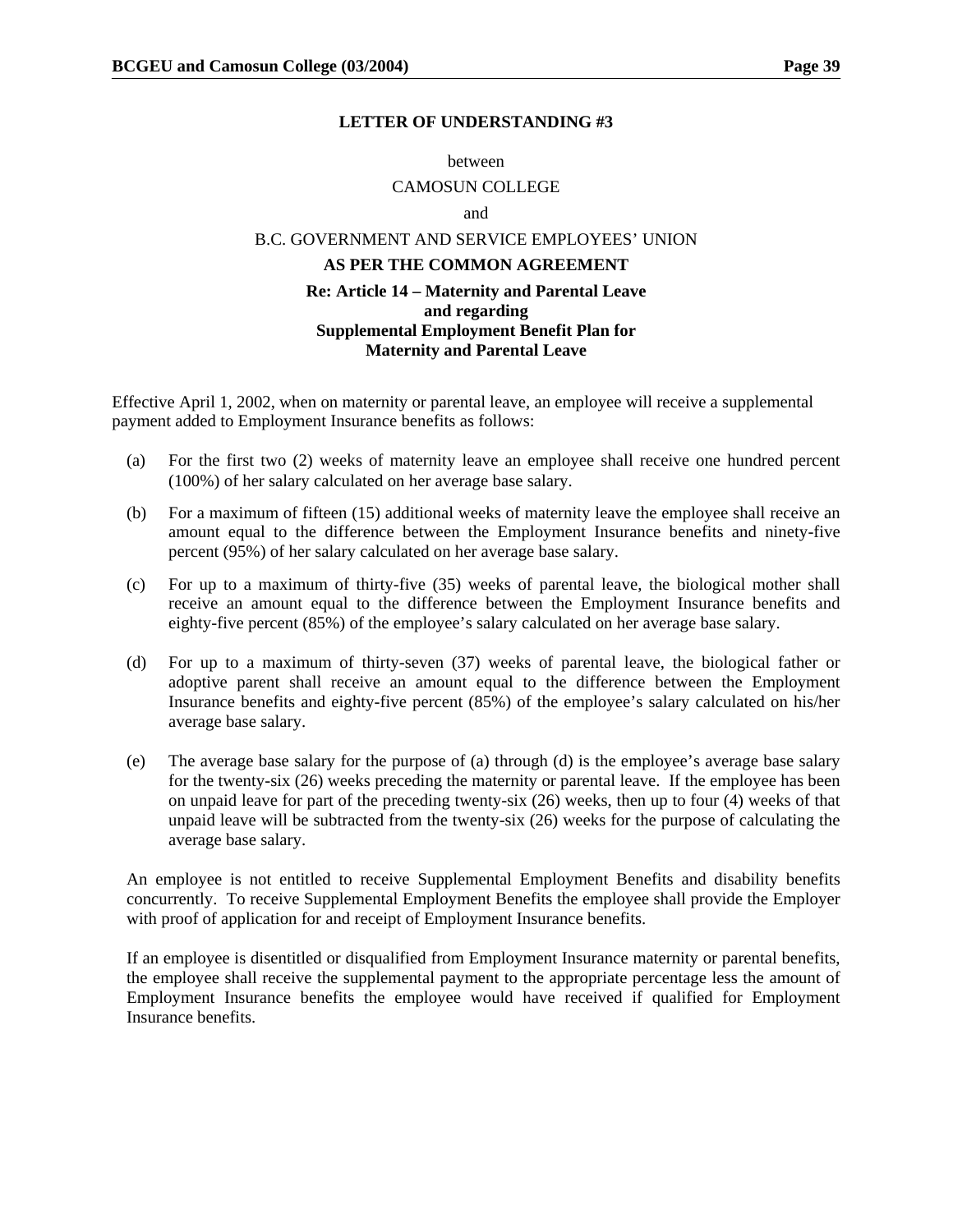**LETTER OF UNDERSTANDING #3**

between

CAMOSUN COLLEGE

and

B.C. GOVERNMENT AND SERVICE EMPLOYEES' UNION

**AS PER THE COMMON AGREEMENT**

**Re: Article 14 – Maternity and Parental Leave and regarding Supplemental Employment Benefit Plan for Maternity and Parental Leave**

Effective April 1, 2002, when on maternity or parental leave, an employee will receive a supplemental payment added to Employment Insurance benefits as follows:

(a) For the first two (2) weeks of maternity leave an employee shall receive one hundred percent (100%) of her salary calculated on her average base salary.

(b) For a maximum of fifteen (15) additional weeks of maternity leave the employee shall receive an amount equal to the difference between the Employment Insurance benefits and ninety-five percent (95%) of her salary calculated on her average base salary.

(c) For up to a maximum of thirty-five (35) weeks of parental leave, the biological mother shall receive an amount equal to the difference between the Employment Insurance benefits and eighty-five percent (85%) of the employee's salary calculated on her average base salary.

(d) For up to a maximum of thirty-seven (37) weeks of parental leave, the biological father or adoptive parent shall receive an amount equal to the difference between the Employment Insurance benefits and eighty-five percent (85%) of the employee's salary calculated on his/her average base salary.

(e) The average base salary for the purpose of (a) through (d) is the employee's average base salary for the twenty-six (26) weeks preceding the maternity or parental leave. If the employee has been on unpaid leave for part of the preceding twenty-six (26) weeks, then up to four (4) weeks of that unpaid leave will be subtracted from the twenty-six (26) weeks for the purpose of calculating the average base salary.

An employee is not entitled to receive Supplemental Employment Benefits and disability benefits concurrently. To receive Supplemental Employment Benefits the employee shall provide the Employer with proof of application for and receipt of Employment Insurance benefits.

If an employee is disentitled or disqualified from Employment Insurance maternity or parental benefits, the employee shall receive the supplemental payment to the appropriate percentage less the amount of Employment Insurance benefits the employee would have received if qualified for Employment Insurance benefits.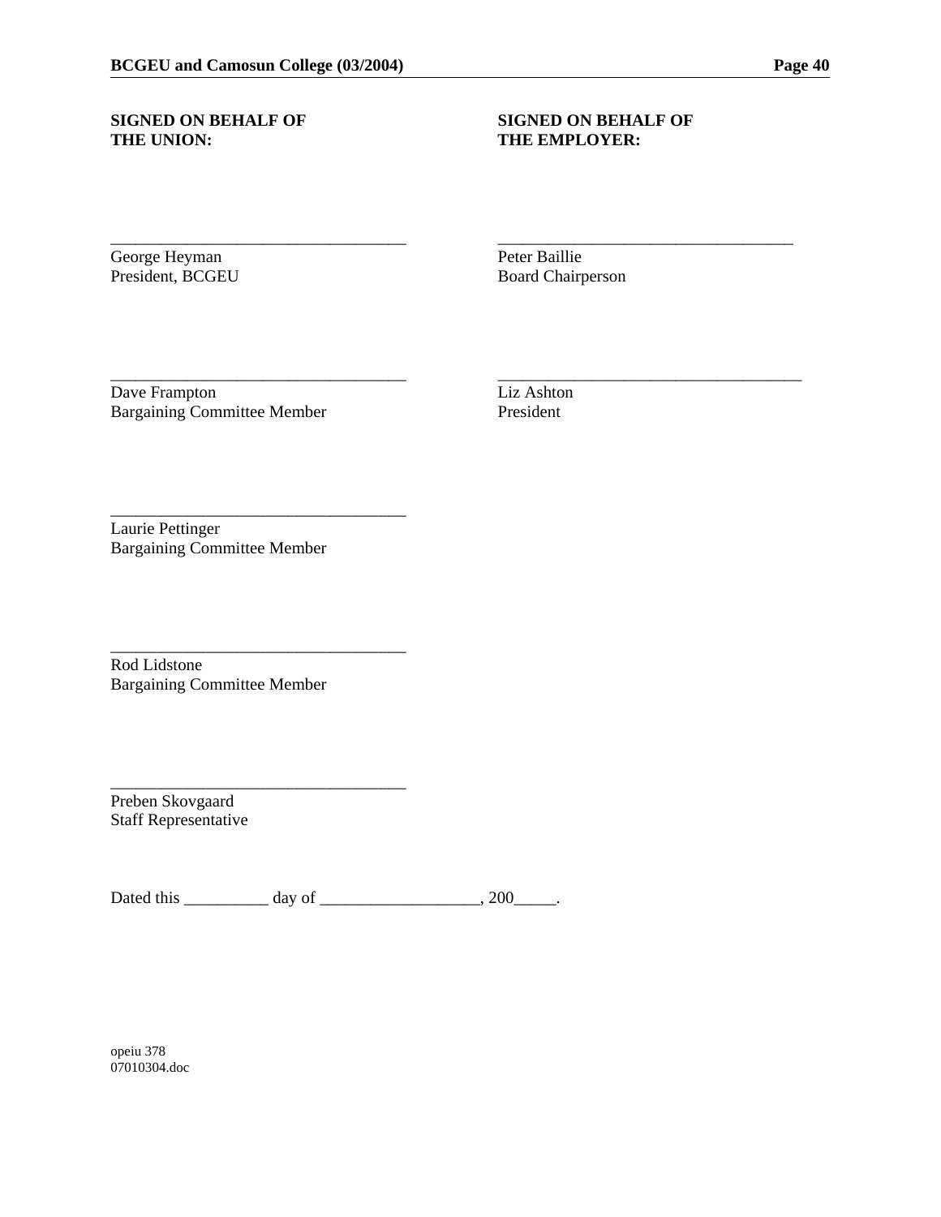**SIGNED ON BEHALF OF THE UNION:**

___________________________________
George Heyman
President, BCGEU

___________________________________
Dave Frampton
Bargaining Committee Member

___________________________________
Laurie Pettinger
Bargaining Committee Member

___________________________________
Rod Lidstone
Bargaining Committee Member

___________________________________
Preben Skovgaard
Staff Representative

**SIGNED ON BEHALF OF THE EMPLOYER:**

___________________________________
Peter Baillie
Board Chairperson

___________________________________
Liz Ashton
President

Dated this __________ day of ___________________, 200_____.

opeiu 378
07010304.doc